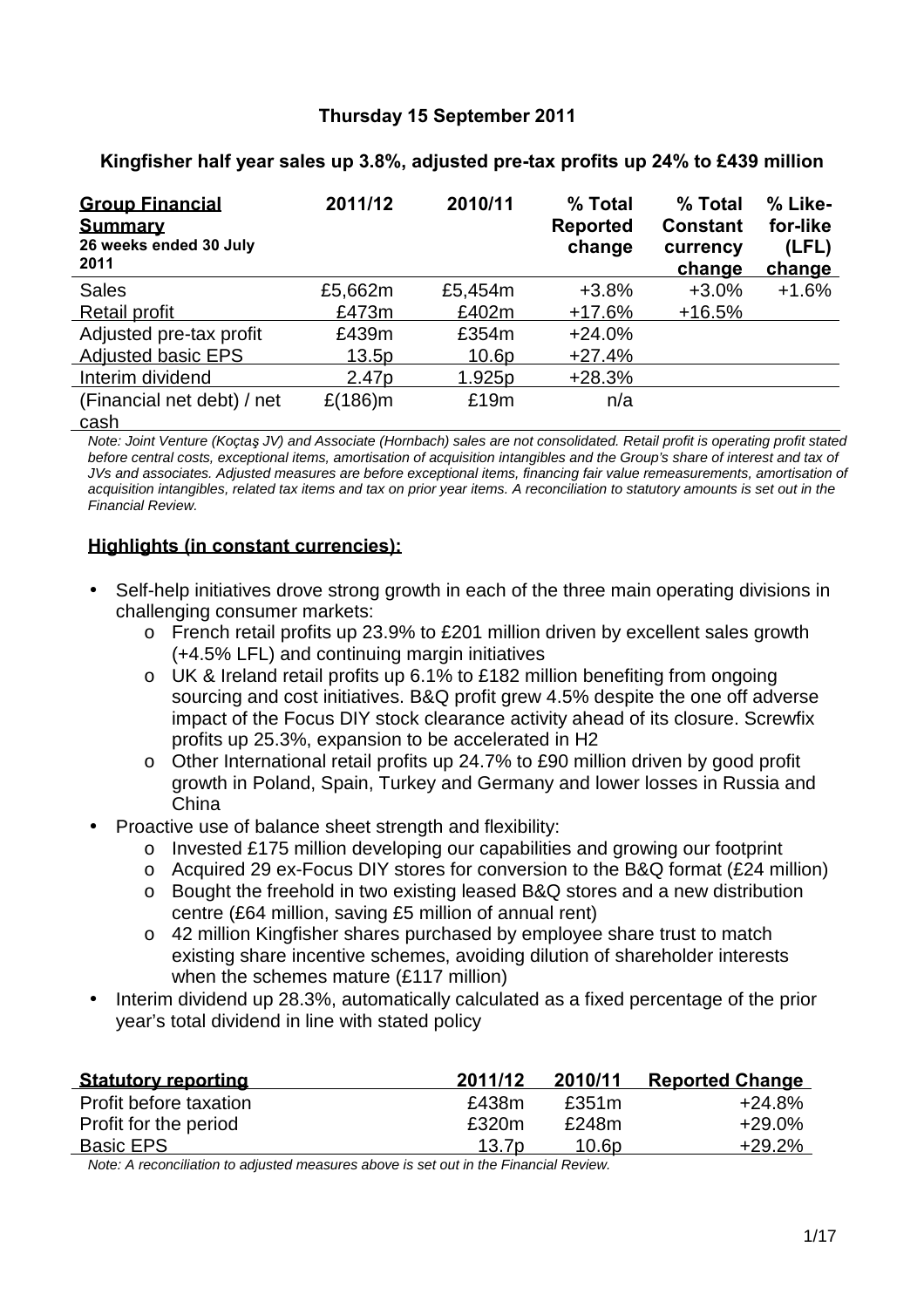**Thursday 15 September 2011**

**Kingfisher half year sales up 3.8%, adjusted pre-tax profits up 24% to £439 million**

| **Group Financial Summary** 26 weeks ended 30 July 2011 | **2011/12** | **2010/11** | **% Total Reported change** | **% Total Constant currency change** | **% Like-for-like (LFL) change** |
|---|---|---|---|---|---|
| Sales | £5,662m | £5,454m | +3.8% | +3.0% | +1.6% |
| Retail profit | £473m | £402m | +17.6% | +16.5% | |
| Adjusted pre-tax profit | £439m | £354m | +24.0% | | |
| Adjusted basic EPS | 13.5p | 10.6p | +27.4% | | |
| Interim dividend | 2.47p | 1.925p | +28.3% | | |
| (Financial net debt) / net cash | £(186)m | £19m | n/a | | |

*Note: Joint Venture (Koçtaş JV) and Associate (Hornbach) sales are not consolidated. Retail profit is operating profit stated before central costs, exceptional items, amortisation of acquisition intangibles and the Group's share of interest and tax of JVs and associates. Adjusted measures are before exceptional items, financing fair value remeasurements, amortisation of acquisition intangibles, related tax items and tax on prior year items. A reconciliation to statutory amounts is set out in the Financial Review.*

**Highlights (in constant currencies):**

- Self-help initiatives drove strong growth in each of the three main operating divisions in challenging consumer markets:
  - French retail profits up 23.9% to £201 million driven by excellent sales growth (+4.5% LFL) and continuing margin initiatives
  - UK & Ireland retail profits up 6.1% to £182 million benefiting from ongoing sourcing and cost initiatives. B&Q profit grew 4.5% despite the one off adverse impact of the Focus DIY stock clearance activity ahead of its closure. Screwfix profits up 25.3%, expansion to be accelerated in H2
  - Other International retail profits up 24.7% to £90 million driven by good profit growth in Poland, Spain, Turkey and Germany and lower losses in Russia and China
- Proactive use of balance sheet strength and flexibility:
  - Invested £175 million developing our capabilities and growing our footprint
  - Acquired 29 ex-Focus DIY stores for conversion to the B&Q format (£24 million)
  - Bought the freehold in two existing leased B&Q stores and a new distribution centre (£64 million, saving £5 million of annual rent)
  - 42 million Kingfisher shares purchased by employee share trust to match existing share incentive schemes, avoiding dilution of shareholder interests when the schemes mature (£117 million)
- Interim dividend up 28.3%, automatically calculated as a fixed percentage of the prior year's total dividend in line with stated policy

| **Statutory reporting** | **2011/12** | **2010/11** | **Reported Change** |
|---|---|---|---|
| Profit before taxation | £438m | £351m | +24.8% |
| Profit for the period | £320m | £248m | +29.0% |
| Basic EPS | 13.7p | 10.6p | +29.2% |

*Note: A reconciliation to adjusted measures above is set out in the Financial Review.*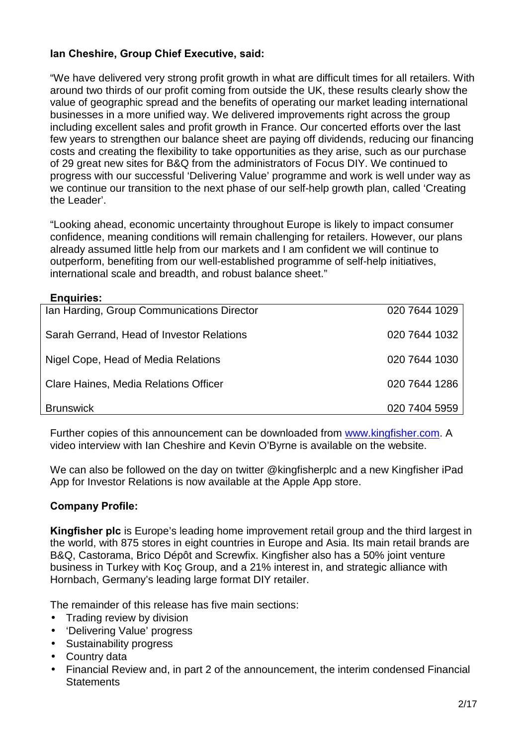**Ian Cheshire, Group Chief Executive, said:**

"We have delivered very strong profit growth in what are difficult times for all retailers. With around two thirds of our profit coming from outside the UK, these results clearly show the value of geographic spread and the benefits of operating our market leading international businesses in a more unified way. We delivered improvements right across the group including excellent sales and profit growth in France. Our concerted efforts over the last few years to strengthen our balance sheet are paying off dividends, reducing our financing costs and creating the flexibility to take opportunities as they arise, such as our purchase of 29 great new sites for B&Q from the administrators of Focus DIY. We continued to progress with our successful 'Delivering Value' programme and work is well under way as we continue our transition to the next phase of our self-help growth plan, called 'Creating the Leader'.

"Looking ahead, economic uncertainty throughout Europe is likely to impact consumer confidence, meaning conditions will remain challenging for retailers. However, our plans already assumed little help from our markets and I am confident we will continue to outperform, benefiting from our well-established programme of self-help initiatives, international scale and breadth, and robust balance sheet."

**Enquiries:**

| | |
|---|---|
| Ian Harding, Group Communications Director | 020 7644 1029 |
| Sarah Gerrand, Head of Investor Relations | 020 7644 1032 |
| Nigel Cope, Head of Media Relations | 020 7644 1030 |
| Clare Haines, Media Relations Officer | 020 7644 1286 |
| Brunswick | 020 7404 5959 |

Further copies of this announcement can be downloaded from www.kingfisher.com. A video interview with Ian Cheshire and Kevin O'Byrne is available on the website.

We can also be followed on the day on twitter @kingfisherplc and a new Kingfisher iPad App for Investor Relations is now available at the Apple App store.

**Company Profile:**

**Kingfisher plc** is Europe's leading home improvement retail group and the third largest in the world, with 875 stores in eight countries in Europe and Asia. Its main retail brands are B&Q, Castorama, Brico Dépôt and Screwfix. Kingfisher also has a 50% joint venture business in Turkey with Koç Group, and a 21% interest in, and strategic alliance with Hornbach, Germany's leading large format DIY retailer.

The remainder of this release has five main sections:

- Trading review by division
- 'Delivering Value' progress
- Sustainability progress
- Country data
- Financial Review and, in part 2 of the announcement, the interim condensed Financial Statements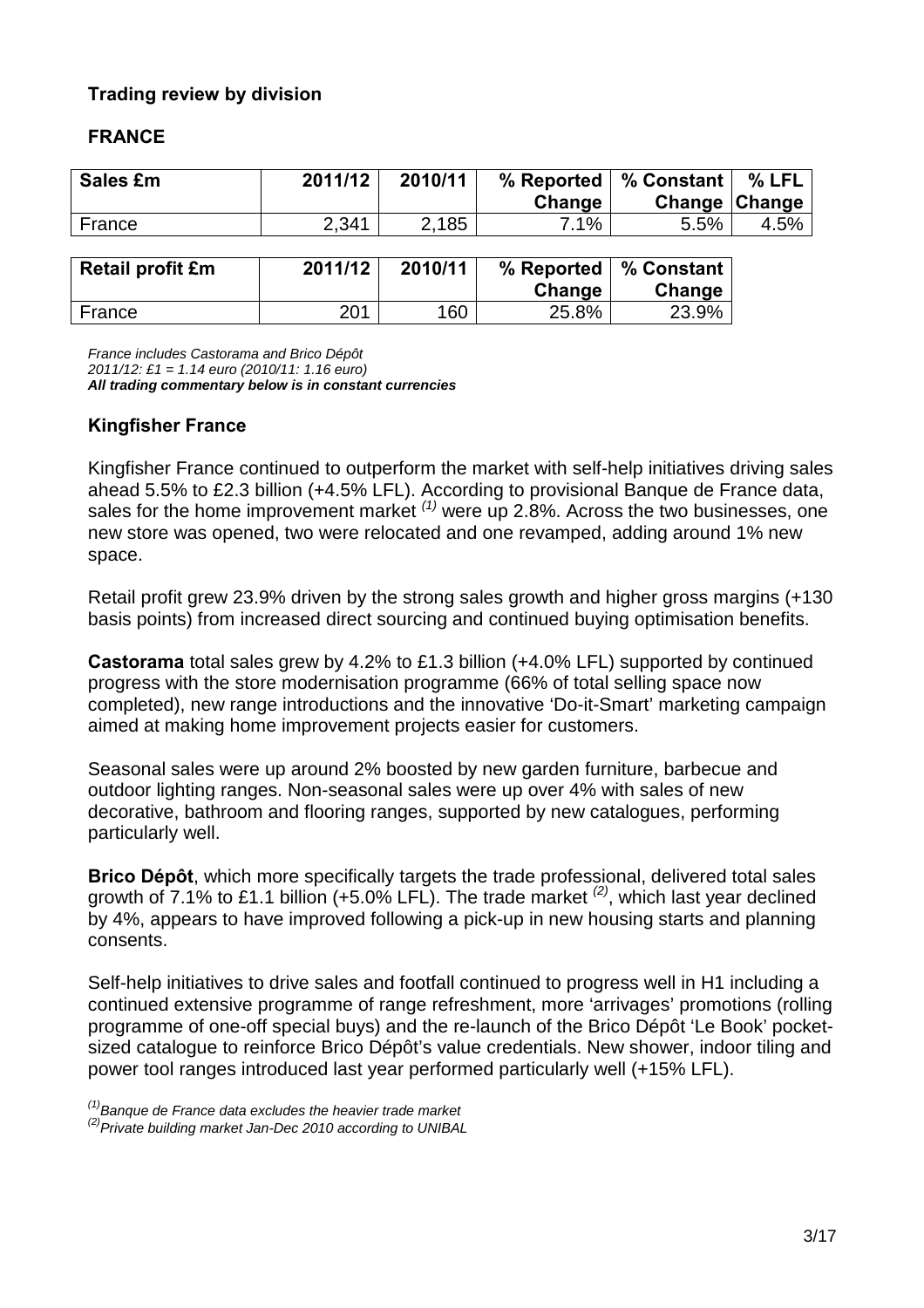## Trading review by division

### FRANCE

| Sales £m | 2011/12 | 2010/11 | % Reported Change | % Constant Change | % LFL Change |
|---|---|---|---|---|---|
| France | 2,341 | 2,185 | 7.1% | 5.5% | 4.5% |

| Retail profit £m | 2011/12 | 2010/11 | % Reported Change | % Constant Change |
|---|---|---|---|---|
| France | 201 | 160 | 25.8% | 23.9% |

*France includes Castorama and Brico Dépôt*
*2011/12: £1 = 1.14 euro (2010/11: 1.16 euro)*
***All trading commentary below is in constant currencies***

### Kingfisher France

Kingfisher France continued to outperform the market with self-help initiatives driving sales ahead 5.5% to £2.3 billion (+4.5% LFL). According to provisional Banque de France data, sales for the home improvement market [(1)] were up 2.8%. Across the two businesses, one new store was opened, two were relocated and one revamped, adding around 1% new space.

Retail profit grew 23.9% driven by the strong sales growth and higher gross margins (+130 basis points) from increased direct sourcing and continued buying optimisation benefits.

**Castorama** total sales grew by 4.2% to £1.3 billion (+4.0% LFL) supported by continued progress with the store modernisation programme (66% of total selling space now completed), new range introductions and the innovative 'Do-it-Smart' marketing campaign aimed at making home improvement projects easier for customers.

Seasonal sales were up around 2% boosted by new garden furniture, barbecue and outdoor lighting ranges. Non-seasonal sales were up over 4% with sales of new decorative, bathroom and flooring ranges, supported by new catalogues, performing particularly well.

**Brico Dépôt**, which more specifically targets the trade professional, delivered total sales growth of 7.1% to £1.1 billion (+5.0% LFL). The trade market [(2)], which last year declined by 4%, appears to have improved following a pick-up in new housing starts and planning consents.

Self-help initiatives to drive sales and footfall continued to progress well in H1 including a continued extensive programme of range refreshment, more 'arrivages' promotions (rolling programme of one-off special buys) and the re-launch of the Brico Dépôt 'Le Book' pocket-sized catalogue to reinforce Brico Dépôt's value credentials. New shower, indoor tiling and power tool ranges introduced last year performed particularly well (+15% LFL).

*[(1)] Banque de France data excludes the heavier trade market*
*[(2)] Private building market Jan-Dec 2010 according to UNIBAL*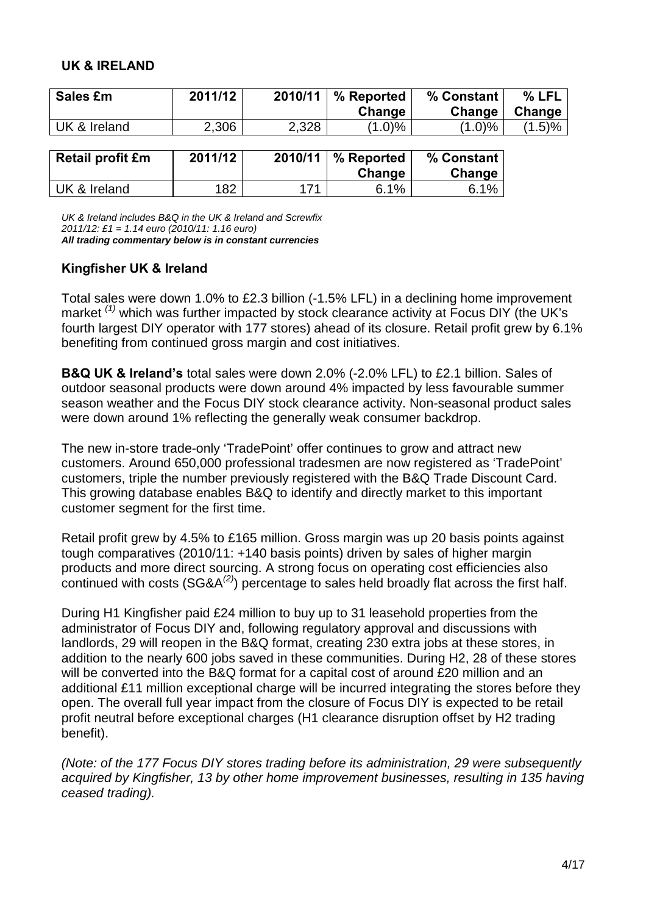## UK & IRELAND

| Sales £m | 2011/12 | 2010/11 | % Reported Change | % Constant Change | % LFL Change |
|---|---|---|---|---|---|
| UK & Ireland | 2,306 | 2,328 | (1.0)% | (1.0)% | (1.5)% |

| Retail profit £m | 2011/12 | 2010/11 | % Reported Change | % Constant Change |
|---|---|---|---|---|
| UK & Ireland | 182 | 171 | 6.1% | 6.1% |

*UK & Ireland includes B&Q in the UK & Ireland and Screwfix*
*2011/12: £1 = 1.14 euro (2010/11: 1.16 euro)*
***All trading commentary below is in constant currencies***

### Kingfisher UK & Ireland

Total sales were down 1.0% to £2.3 billion (-1.5% LFL) in a declining home improvement market [(1)] which was further impacted by stock clearance activity at Focus DIY (the UK's fourth largest DIY operator with 177 stores) ahead of its closure. Retail profit grew by 6.1% benefiting from continued gross margin and cost initiatives.

**B&Q UK & Ireland's** total sales were down 2.0% (-2.0% LFL) to £2.1 billion. Sales of outdoor seasonal products were down around 4% impacted by less favourable summer season weather and the Focus DIY stock clearance activity. Non-seasonal product sales were down around 1% reflecting the generally weak consumer backdrop.

The new in-store trade-only 'TradePoint' offer continues to grow and attract new customers. Around 650,000 professional tradesmen are now registered as 'TradePoint' customers, triple the number previously registered with the B&Q Trade Discount Card. This growing database enables B&Q to identify and directly market to this important customer segment for the first time.

Retail profit grew by 4.5% to £165 million. Gross margin was up 20 basis points against tough comparatives (2010/11: +140 basis points) driven by sales of higher margin products and more direct sourcing. A strong focus on operating cost efficiencies also continued with costs (SG&A[(2)]) percentage to sales held broadly flat across the first half.

During H1 Kingfisher paid £24 million to buy up to 31 leasehold properties from the administrator of Focus DIY and, following regulatory approval and discussions with landlords, 29 will reopen in the B&Q format, creating 230 extra jobs at these stores, in addition to the nearly 600 jobs saved in these communities. During H2, 28 of these stores will be converted into the B&Q format for a capital cost of around £20 million and an additional £11 million exceptional charge will be incurred integrating the stores before they open. The overall full year impact from the closure of Focus DIY is expected to be retail profit neutral before exceptional charges (H1 clearance disruption offset by H2 trading benefit).

*(Note: of the 177 Focus DIY stores trading before its administration, 29 were subsequently acquired by Kingfisher, 13 by other home improvement businesses, resulting in 135 having ceased trading).*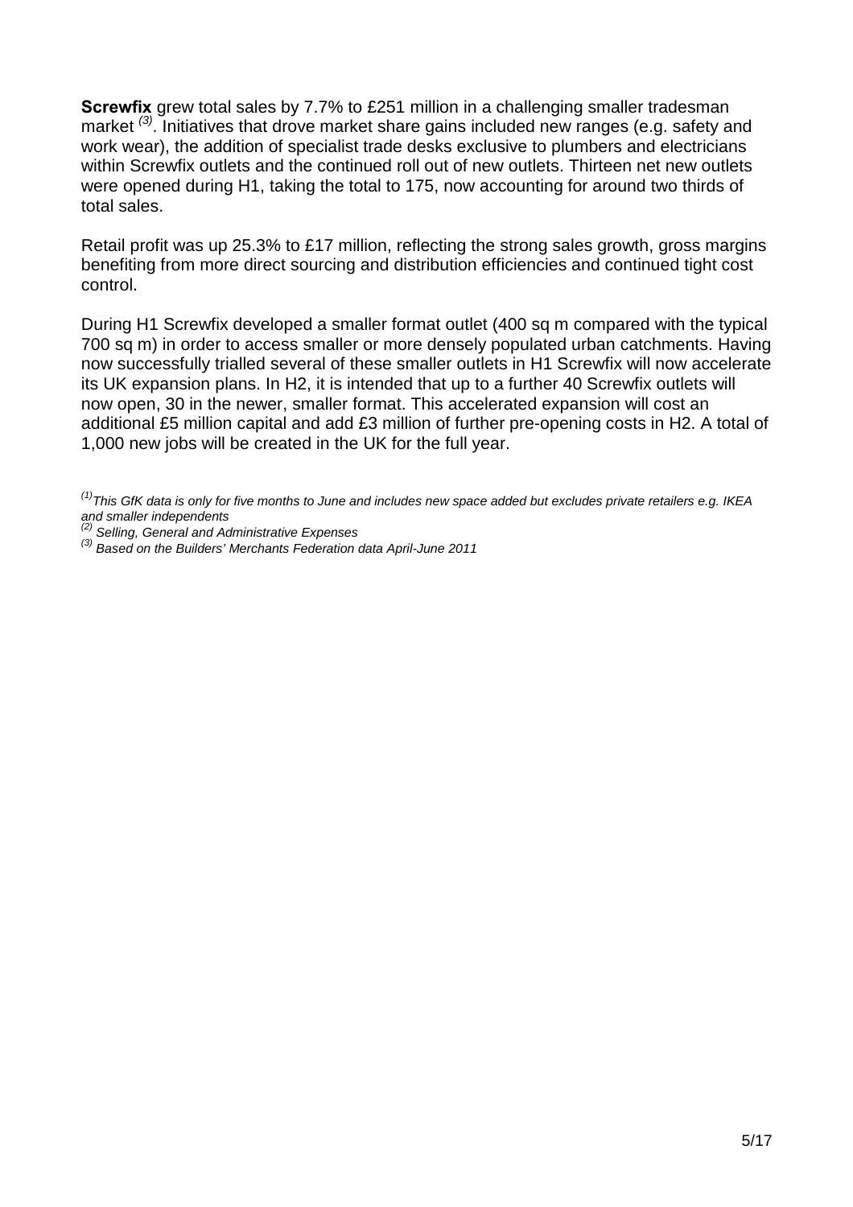**Screwfix** grew total sales by 7.7% to £251 million in a challenging smaller tradesman market [(3)]. Initiatives that drove market share gains included new ranges (e.g. safety and work wear), the addition of specialist trade desks exclusive to plumbers and electricians within Screwfix outlets and the continued roll out of new outlets. Thirteen net new outlets were opened during H1, taking the total to 175, now accounting for around two thirds of total sales.

Retail profit was up 25.3% to £17 million, reflecting the strong sales growth, gross margins benefiting from more direct sourcing and distribution efficiencies and continued tight cost control.

During H1 Screwfix developed a smaller format outlet (400 sq m compared with the typical 700 sq m) in order to access smaller or more densely populated urban catchments. Having now successfully trialled several of these smaller outlets in H1 Screwfix will now accelerate its UK expansion plans. In H2, it is intended that up to a further 40 Screwfix outlets will now open, 30 in the newer, smaller format. This accelerated expansion will cost an additional £5 million capital and add £3 million of further pre-opening costs in H2. A total of 1,000 new jobs will be created in the UK for the full year.

*[(1)] This GfK data is only for five months to June and includes new space added but excludes private retailers e.g. IKEA and smaller independents*
*[(2)] Selling, General and Administrative Expenses*
*[(3)] Based on the Builders' Merchants Federation data April-June 2011*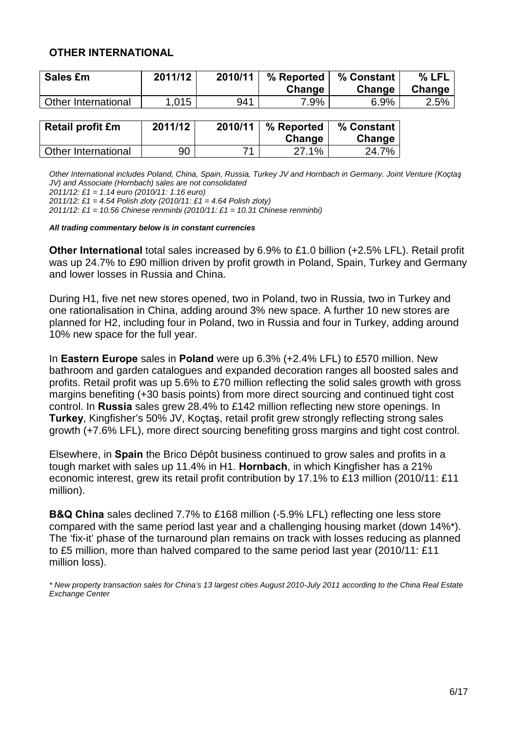## OTHER INTERNATIONAL

| Sales £m | 2011/12 | 2010/11 | % Reported Change | % Constant Change | % LFL Change |
|---|---|---|---|---|---|
| Other International | 1,015 | 941 | 7.9% | 6.9% | 2.5% |

| Retail profit £m | 2011/12 | 2010/11 | % Reported Change | % Constant Change |
|---|---|---|---|---|
| Other International | 90 | 71 | 27.1% | 24.7% |

*Other International includes Poland, China, Spain, Russia, Turkey JV and Hornbach in Germany. Joint Venture (Koçtaş JV) and Associate (Hornbach) sales are not consolidated*
*2011/12: £1 = 1.14 euro (2010/11: 1.16 euro)*
*2011/12: £1 = 4.54 Polish zloty (2010/11: £1 = 4.64 Polish zloty)*
*2011/12: £1 = 10.56 Chinese renminbi (2010/11: £1 = 10.31 Chinese renminbi)*

***All trading commentary below is in constant currencies***

**Other International** total sales increased by 6.9% to £1.0 billion (+2.5% LFL). Retail profit was up 24.7% to £90 million driven by profit growth in Poland, Spain, Turkey and Germany and lower losses in Russia and China.

During H1, five net new stores opened, two in Poland, two in Russia, two in Turkey and one rationalisation in China, adding around 3% new space. A further 10 new stores are planned for H2, including four in Poland, two in Russia and four in Turkey, adding around 10% new space for the full year.

In **Eastern Europe** sales in **Poland** were up 6.3% (+2.4% LFL) to £570 million. New bathroom and garden catalogues and expanded decoration ranges all boosted sales and profits. Retail profit was up 5.6% to £70 million reflecting the solid sales growth with gross margins benefiting (+30 basis points) from more direct sourcing and continued tight cost control. In **Russia** sales grew 28.4% to £142 million reflecting new store openings. In **Turkey**, Kingfisher's 50% JV, Koçtaş, retail profit grew strongly reflecting strong sales growth (+7.6% LFL), more direct sourcing benefiting gross margins and tight cost control.

Elsewhere, in **Spain** the Brico Dépôt business continued to grow sales and profits in a tough market with sales up 11.4% in H1. **Hornbach**, in which Kingfisher has a 21% economic interest, grew its retail profit contribution by 17.1% to £13 million (2010/11: £11 million).

**B&Q China** sales declined 7.7% to £168 million (-5.9% LFL) reflecting one less store compared with the same period last year and a challenging housing market (down 14%*). The 'fix-it' phase of the turnaround plan remains on track with losses reducing as planned to £5 million, more than halved compared to the same period last year (2010/11: £11 million loss).

*\* New property transaction sales for China's 13 largest cities August 2010-July 2011 according to the China Real Estate Exchange Center*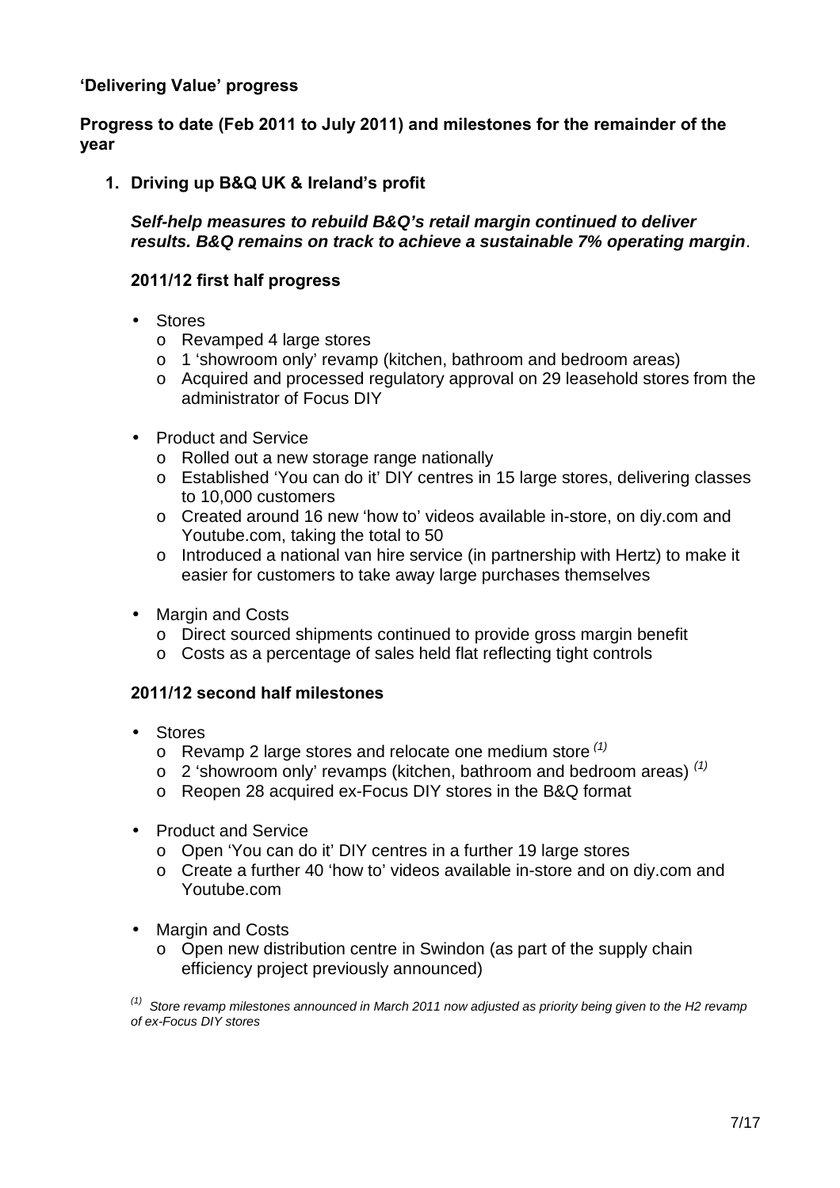**'Delivering Value' progress**

**Progress to date (Feb 2011 to July 2011) and milestones for the remainder of the year**

**1. Driving up B&Q UK & Ireland's profit**

***Self-help measures to rebuild B&Q's retail margin continued to deliver results. B&Q remains on track to achieve a sustainable 7% operating margin***.

**2011/12 first half progress**

- Stores
  - Revamped 4 large stores
  - 1 'showroom only' revamp (kitchen, bathroom and bedroom areas)
  - Acquired and processed regulatory approval on 29 leasehold stores from the administrator of Focus DIY
- Product and Service
  - Rolled out a new storage range nationally
  - Established 'You can do it' DIY centres in 15 large stores, delivering classes to 10,000 customers
  - Created around 16 new 'how to' videos available in-store, on diy.com and Youtube.com, taking the total to 50
  - Introduced a national van hire service (in partnership with Hertz) to make it easier for customers to take away large purchases themselves
- Margin and Costs
  - Direct sourced shipments continued to provide gross margin benefit
  - Costs as a percentage of sales held flat reflecting tight controls

**2011/12 second half milestones**

- Stores
  - Revamp 2 large stores and relocate one medium store [(1)]
  - 2 'showroom only' revamps (kitchen, bathroom and bedroom areas) [(1)]
  - Reopen 28 acquired ex-Focus DIY stores in the B&Q format
- Product and Service
  - Open 'You can do it' DIY centres in a further 19 large stores
  - Create a further 40 'how to' videos available in-store and on diy.com and Youtube.com
- Margin and Costs
  - Open new distribution centre in Swindon (as part of the supply chain efficiency project previously announced)

*[(1)] Store revamp milestones announced in March 2011 now adjusted as priority being given to the H2 revamp of ex-Focus DIY stores*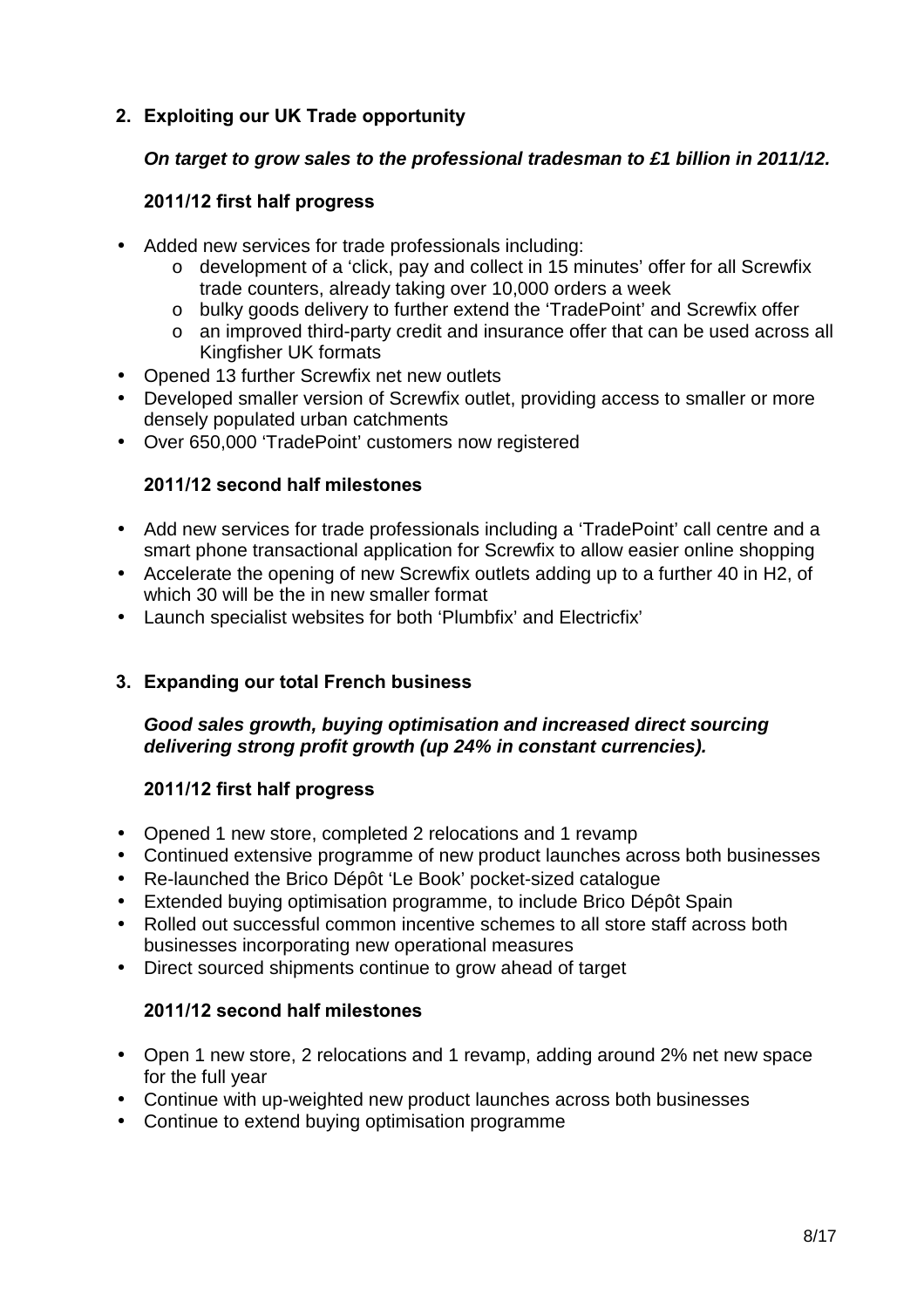## 2. Exploiting our UK Trade opportunity

***On target to grow sales to the professional tradesman to £1 billion in 2011/12.***

**2011/12 first half progress**

- Added new services for trade professionals including:
  - development of a 'click, pay and collect in 15 minutes' offer for all Screwfix trade counters, already taking over 10,000 orders a week
  - bulky goods delivery to further extend the 'TradePoint' and Screwfix offer
  - an improved third-party credit and insurance offer that can be used across all Kingfisher UK formats
- Opened 13 further Screwfix net new outlets
- Developed smaller version of Screwfix outlet, providing access to smaller or more densely populated urban catchments
- Over 650,000 'TradePoint' customers now registered

**2011/12 second half milestones**

- Add new services for trade professionals including a 'TradePoint' call centre and a smart phone transactional application for Screwfix to allow easier online shopping
- Accelerate the opening of new Screwfix outlets adding up to a further 40 in H2, of which 30 will be the in new smaller format
- Launch specialist websites for both 'Plumbfix' and Electricfix'

## 3. Expanding our total French business

***Good sales growth, buying optimisation and increased direct sourcing delivering strong profit growth (up 24% in constant currencies).***

**2011/12 first half progress**

- Opened 1 new store, completed 2 relocations and 1 revamp
- Continued extensive programme of new product launches across both businesses
- Re-launched the Brico Dépôt 'Le Book' pocket-sized catalogue
- Extended buying optimisation programme, to include Brico Dépôt Spain
- Rolled out successful common incentive schemes to all store staff across both businesses incorporating new operational measures
- Direct sourced shipments continue to grow ahead of target

**2011/12 second half milestones**

- Open 1 new store, 2 relocations and 1 revamp, adding around 2% net new space for the full year
- Continue with up-weighted new product launches across both businesses
- Continue to extend buying optimisation programme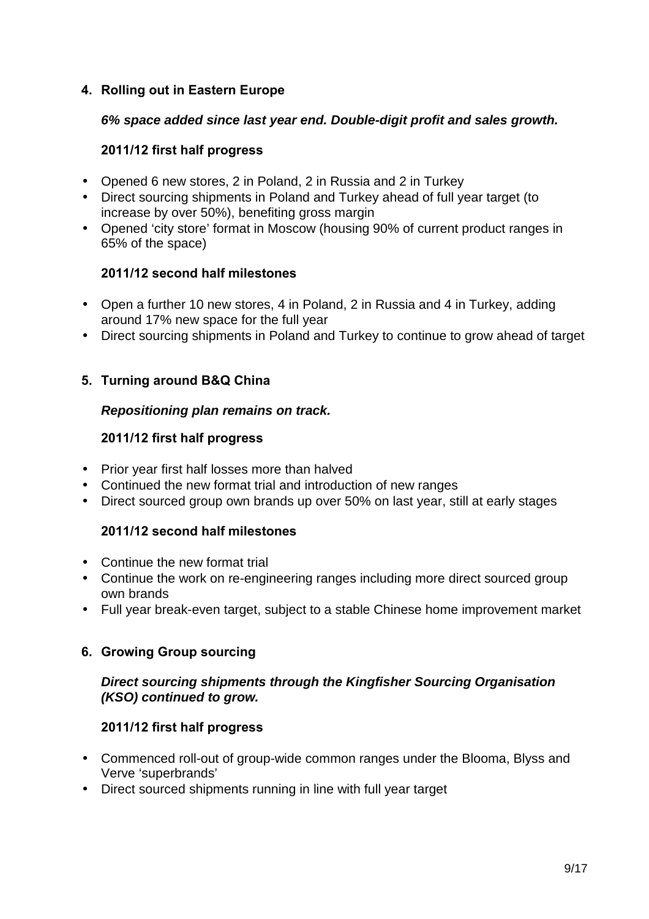## 4. Rolling out in Eastern Europe

***6% space added since last year end. Double-digit profit and sales growth.***

**2011/12 first half progress**

- Opened 6 new stores, 2 in Poland, 2 in Russia and 2 in Turkey
- Direct sourcing shipments in Poland and Turkey ahead of full year target (to increase by over 50%), benefiting gross margin
- Opened 'city store' format in Moscow (housing 90% of current product ranges in 65% of the space)

**2011/12 second half milestones**

- Open a further 10 new stores, 4 in Poland, 2 in Russia and 4 in Turkey, adding around 17% new space for the full year
- Direct sourcing shipments in Poland and Turkey to continue to grow ahead of target

## 5. Turning around B&Q China

***Repositioning plan remains on track.***

**2011/12 first half progress**

- Prior year first half losses more than halved
- Continued the new format trial and introduction of new ranges
- Direct sourced group own brands up over 50% on last year, still at early stages

**2011/12 second half milestones**

- Continue the new format trial
- Continue the work on re-engineering ranges including more direct sourced group own brands
- Full year break-even target, subject to a stable Chinese home improvement market

## 6. Growing Group sourcing

***Direct sourcing shipments through the Kingfisher Sourcing Organisation (KSO) continued to grow.***

**2011/12 first half progress**

- Commenced roll-out of group-wide common ranges under the Blooma, Blyss and Verve 'superbrands'
- Direct sourced shipments running in line with full year target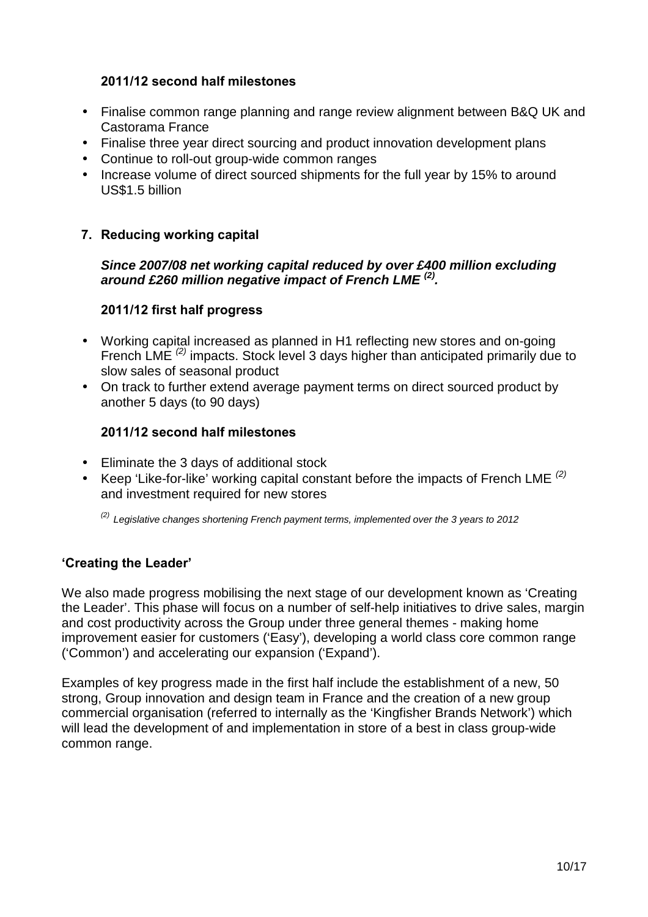**2011/12 second half milestones**

- Finalise common range planning and range review alignment between B&Q UK and Castorama France
- Finalise three year direct sourcing and product innovation development plans
- Continue to roll-out group-wide common ranges
- Increase volume of direct sourced shipments for the full year by 15% to around US$1.5 billion

**7. Reducing working capital**

***Since 2007/08 net working capital reduced by over £400 million excluding around £260 million negative impact of French LME [(2)].***

**2011/12 first half progress**

- Working capital increased as planned in H1 reflecting new stores and on-going French LME [(2)] impacts. Stock level 3 days higher than anticipated primarily due to slow sales of seasonal product
- On track to further extend average payment terms on direct sourced product by another 5 days (to 90 days)

**2011/12 second half milestones**

- Eliminate the 3 days of additional stock
- Keep 'Like-for-like' working capital constant before the impacts of French LME [(2)] and investment required for new stores

*[(2)] Legislative changes shortening French payment terms, implemented over the 3 years to 2012*

**'Creating the Leader'**

We also made progress mobilising the next stage of our development known as 'Creating the Leader'. This phase will focus on a number of self-help initiatives to drive sales, margin and cost productivity across the Group under three general themes - making home improvement easier for customers ('Easy'), developing a world class core common range ('Common') and accelerating our expansion ('Expand').

Examples of key progress made in the first half include the establishment of a new, 50 strong, Group innovation and design team in France and the creation of a new group commercial organisation (referred to internally as the 'Kingfisher Brands Network') which will lead the development of and implementation in store of a best in class group-wide common range.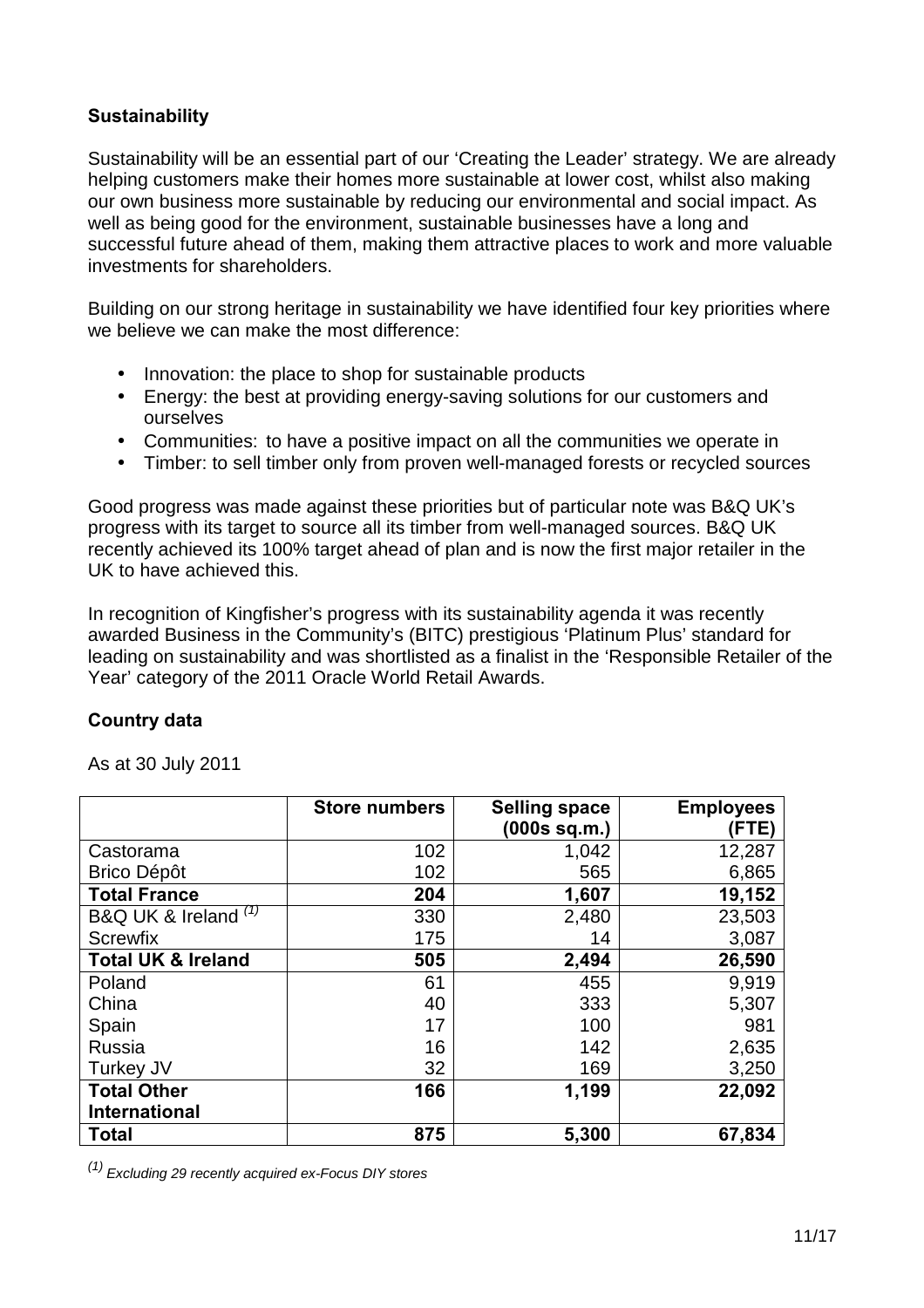**Sustainability**

Sustainability will be an essential part of our 'Creating the Leader' strategy. We are already helping customers make their homes more sustainable at lower cost, whilst also making our own business more sustainable by reducing our environmental and social impact. As well as being good for the environment, sustainable businesses have a long and successful future ahead of them, making them attractive places to work and more valuable investments for shareholders.

Building on our strong heritage in sustainability we have identified four key priorities where we believe we can make the most difference:

- Innovation: the place to shop for sustainable products
- Energy: the best at providing energy-saving solutions for our customers and ourselves
- Communities: to have a positive impact on all the communities we operate in
- Timber: to sell timber only from proven well-managed forests or recycled sources

Good progress was made against these priorities but of particular note was B&Q UK's progress with its target to source all its timber from well-managed sources. B&Q UK recently achieved its 100% target ahead of plan and is now the first major retailer in the UK to have achieved this.

In recognition of Kingfisher's progress with its sustainability agenda it was recently awarded Business in the Community's (BITC) prestigious 'Platinum Plus' standard for leading on sustainability and was shortlisted as a finalist in the 'Responsible Retailer of the Year' category of the 2011 Oracle World Retail Awards.

**Country data**

As at 30 July 2011

| | Store numbers | Selling space (000s sq.m.) | Employees (FTE) |
|---|---|---|---|
| Castorama | 102 | 1,042 | 12,287 |
| Brico Dépôt | 102 | 565 | 6,865 |
| **Total France** | **204** | **1,607** | **19,152** |
| B&Q UK & Ireland [(1)] | 330 | 2,480 | 23,503 |
| Screwfix | 175 | 14 | 3,087 |
| **Total UK & Ireland** | **505** | **2,494** | **26,590** |
| Poland | 61 | 455 | 9,919 |
| China | 40 | 333 | 5,307 |
| Spain | 17 | 100 | 981 |
| Russia | 16 | 142 | 2,635 |
| Turkey JV | 32 | 169 | 3,250 |
| **Total Other International** | **166** | **1,199** | **22,092** |
| **Total** | **875** | **5,300** | **67,834** |

*[(1)] Excluding 29 recently acquired ex-Focus DIY stores*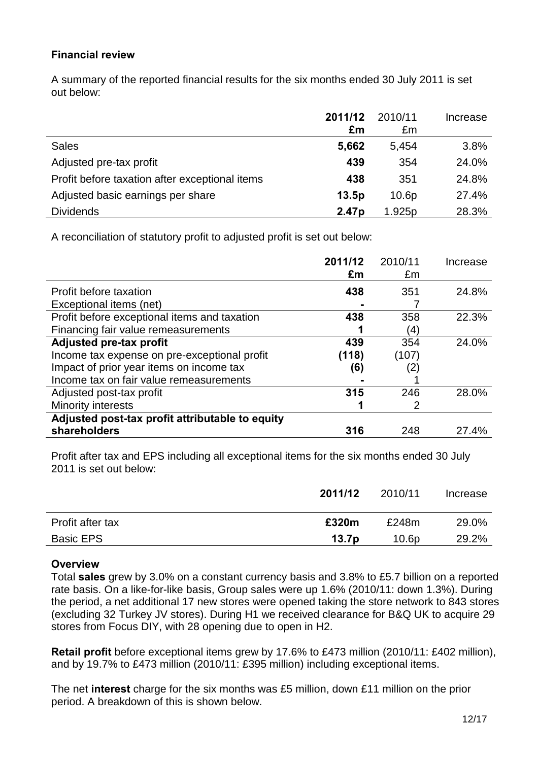**Financial review**

A summary of the reported financial results for the six months ended 30 July 2011 is set out below:

| | **2011/12 £m** | 2010/11 £m | Increase |
|---|---|---|---|
| Sales | **5,662** | 5,454 | 3.8% |
| Adjusted pre-tax profit | **439** | 354 | 24.0% |
| Profit before taxation after exceptional items | **438** | 351 | 24.8% |
| Adjusted basic earnings per share | **13.5p** | 10.6p | 27.4% |
| Dividends | **2.47p** | 1.925p | 28.3% |

A reconciliation of statutory profit to adjusted profit is set out below:

| | **2011/12 £m** | 2010/11 £m | Increase |
|---|---|---|---|
| Profit before taxation | **438** | 351 | 24.8% |
| Exceptional items (net) | **-** | 7 | |
| Profit before exceptional items and taxation | **438** | 358 | 22.3% |
| Financing fair value remeasurements | **1** | (4) | |
| **Adjusted pre-tax profit** | **439** | 354 | 24.0% |
| Income tax expense on pre-exceptional profit | **(118)** | (107) | |
| Impact of prior year items on income tax | **(6)** | (2) | |
| Income tax on fair value remeasurements | **-** | 1 | |
| Adjusted post-tax profit | **315** | 246 | 28.0% |
| Minority interests | **1** | 2 | |
| **Adjusted post-tax profit attributable to equity shareholders** | **316** | 248 | 27.4% |

Profit after tax and EPS including all exceptional items for the six months ended 30 July 2011 is set out below:

| | **2011/12** | 2010/11 | Increase |
|---|---|---|---|
| Profit after tax | **£320m** | £248m | 29.0% |
| Basic EPS | **13.7p** | 10.6p | 29.2% |

**Overview**

Total **sales** grew by 3.0% on a constant currency basis and 3.8% to £5.7 billion on a reported rate basis. On a like-for-like basis, Group sales were up 1.6% (2010/11: down 1.3%). During the period, a net additional 17 new stores were opened taking the store network to 843 stores (excluding 32 Turkey JV stores). During H1 we received clearance for B&Q UK to acquire 29 stores from Focus DIY, with 28 opening due to open in H2.

**Retail profit** before exceptional items grew by 17.6% to £473 million (2010/11: £402 million), and by 19.7% to £473 million (2010/11: £395 million) including exceptional items.

The net **interest** charge for the six months was £5 million, down £11 million on the prior period. A breakdown of this is shown below.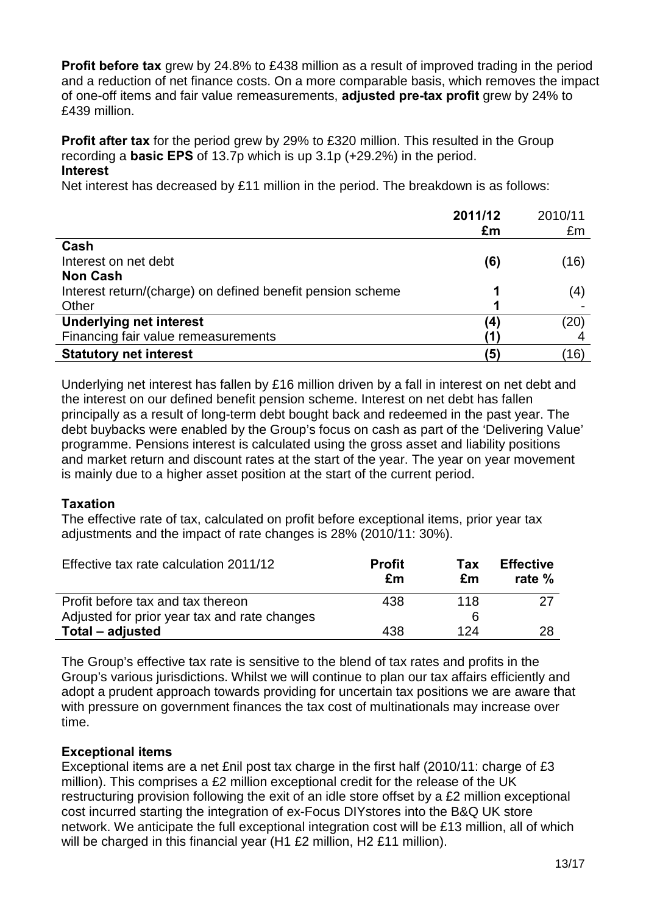**Profit before tax** grew by 24.8% to £438 million as a result of improved trading in the period and a reduction of net finance costs. On a more comparable basis, which removes the impact of one-off items and fair value remeasurements, **adjusted pre-tax profit** grew by 24% to £439 million.

**Profit after tax** for the period grew by 29% to £320 million. This resulted in the Group recording a **basic EPS** of 13.7p which is up 3.1p (+29.2%) in the period.

**Interest**

Net interest has decreased by £11 million in the period. The breakdown is as follows:

| | **2011/12** | 2010/11 |
|---|---|---|
| | **£m** | £m |
| **Cash** | | |
| Interest on net debt | **(6)** | (16) |
| **Non Cash** | | |
| Interest return/(charge) on defined benefit pension scheme | **1** | (4) |
| Other | **1** | - |
| **Underlying net interest** | **(4)** | (20) |
| Financing fair value remeasurements | **(1)** | 4 |
| **Statutory net interest** | **(5)** | (16) |

Underlying net interest has fallen by £16 million driven by a fall in interest on net debt and the interest on our defined benefit pension scheme. Interest on net debt has fallen principally as a result of long-term debt bought back and redeemed in the past year. The debt buybacks were enabled by the Group's focus on cash as part of the 'Delivering Value' programme. Pensions interest is calculated using the gross asset and liability positions and market return and discount rates at the start of the year. The year on year movement is mainly due to a higher asset position at the start of the current period.

**Taxation**

The effective rate of tax, calculated on profit before exceptional items, prior year tax adjustments and the impact of rate changes is 28% (2010/11: 30%).

| Effective tax rate calculation 2011/12 | **Profit £m** | **Tax £m** | **Effective rate %** |
|---|---|---|---|
| Profit before tax and tax thereon | 438 | 118 | 27 |
| Adjusted for prior year tax and rate changes | | 6 | |
| **Total – adjusted** | 438 | 124 | 28 |

The Group's effective tax rate is sensitive to the blend of tax rates and profits in the Group's various jurisdictions. Whilst we will continue to plan our tax affairs efficiently and adopt a prudent approach towards providing for uncertain tax positions we are aware that with pressure on government finances the tax cost of multinationals may increase over time.

**Exceptional items**

Exceptional items are a net £nil post tax charge in the first half (2010/11: charge of £3 million). This comprises a £2 million exceptional credit for the release of the UK restructuring provision following the exit of an idle store offset by a £2 million exceptional cost incurred starting the integration of ex-Focus DIYstores into the B&Q UK store network. We anticipate the full exceptional integration cost will be £13 million, all of which will be charged in this financial year (H1 £2 million, H2 £11 million).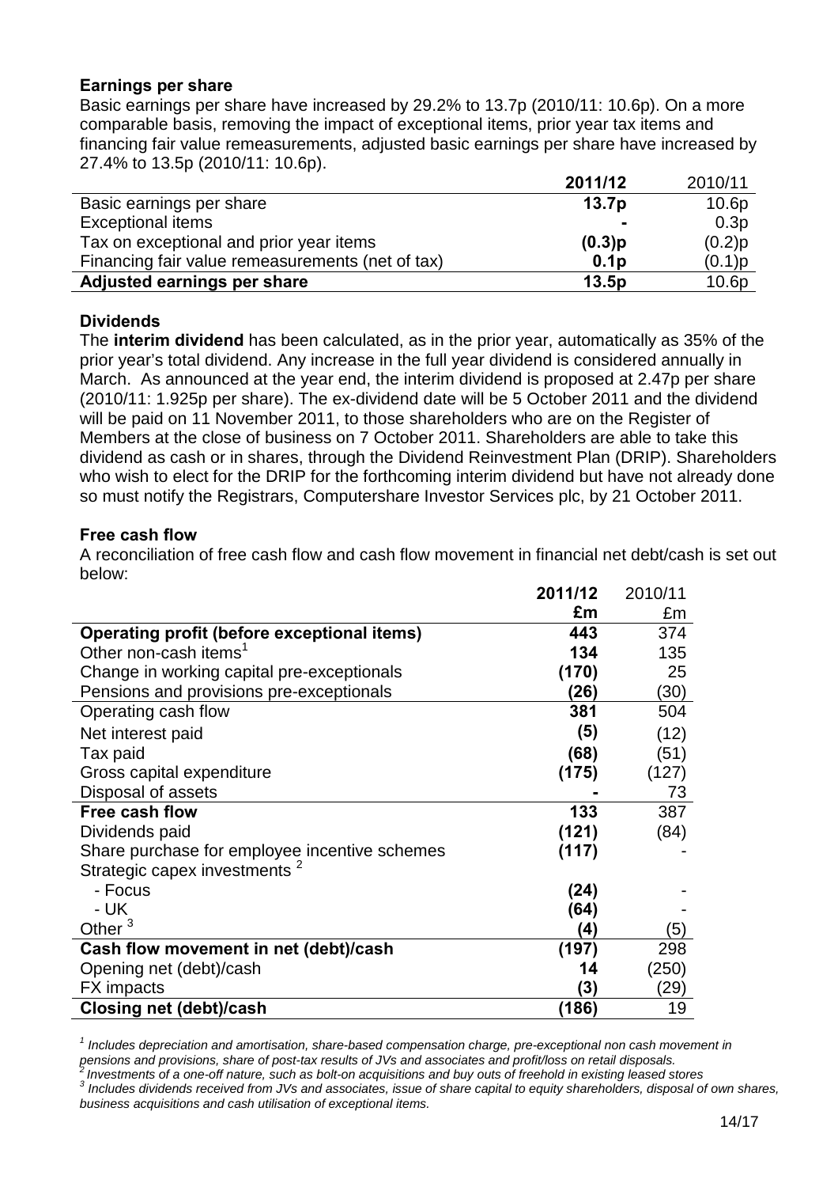## Earnings per share

Basic earnings per share have increased by 29.2% to 13.7p (2010/11: 10.6p). On a more comparable basis, removing the impact of exceptional items, prior year tax items and financing fair value remeasurements, adjusted basic earnings per share have increased by 27.4% to 13.5p (2010/11: 10.6p).

| | **2011/12** | 2010/11 |
|---|---|---|
| Basic earnings per share | **13.7p** | 10.6p |
| Exceptional items | **-** | 0.3p |
| Tax on exceptional and prior year items | **(0.3)p** | (0.2)p |
| Financing fair value remeasurements (net of tax) | **0.1p** | (0.1)p |
| **Adjusted earnings per share** | **13.5p** | 10.6p |

## Dividends

The **interim dividend** has been calculated, as in the prior year, automatically as 35% of the prior year's total dividend. Any increase in the full year dividend is considered annually in March. As announced at the year end, the interim dividend is proposed at 2.47p per share (2010/11: 1.925p per share). The ex-dividend date will be 5 October 2011 and the dividend will be paid on 11 November 2011, to those shareholders who are on the Register of Members at the close of business on 7 October 2011. Shareholders are able to take this dividend as cash or in shares, through the Dividend Reinvestment Plan (DRIP). Shareholders who wish to elect for the DRIP for the forthcoming interim dividend but have not already done so must notify the Registrars, Computershare Investor Services plc, by 21 October 2011.

## Free cash flow

A reconciliation of free cash flow and cash flow movement in financial net debt/cash is set out below:

| | **2011/12 £m** | 2010/11 £m |
|---|---|---|
| **Operating profit (before exceptional items)** | **443** | 374 |
| Other non-cash items[1] | **134** | 135 |
| Change in working capital pre-exceptionals | **(170)** | 25 |
| Pensions and provisions pre-exceptionals | **(26)** | (30) |
| Operating cash flow | **381** | 504 |
| Net interest paid | **(5)** | (12) |
| Tax paid | **(68)** | (51) |
| Gross capital expenditure | **(175)** | (127) |
| Disposal of assets | **-** | 73 |
| **Free cash flow** | **133** | 387 |
| Dividends paid | **(121)** | (84) |
| Share purchase for employee incentive schemes | **(117)** | - |
| Strategic capex investments[2] | | |
| - Focus | **(24)** | - |
| - UK | **(64)** | - |
| Other[3] | **(4)** | (5) |
| **Cash flow movement in net (debt)/cash** | **(197)** | 298 |
| Opening net (debt)/cash | **14** | (250) |
| FX impacts | **(3)** | (29) |
| **Closing net (debt)/cash** | **(186)** | 19 |

*[1] Includes depreciation and amortisation, share-based compensation charge, pre-exceptional non cash movement in pensions and provisions, share of post-tax results of JVs and associates and profit/loss on retail disposals.*

*[2] Investments of a one-off nature, such as bolt-on acquisitions and buy outs of freehold in existing leased stores*

*[3] Includes dividends received from JVs and associates, issue of share capital to equity shareholders, disposal of own shares, business acquisitions and cash utilisation of exceptional items.*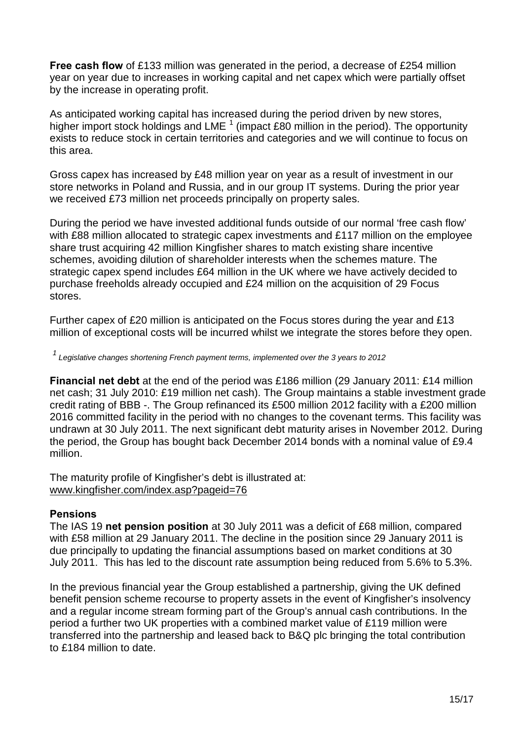**Free cash flow** of £133 million was generated in the period, a decrease of £254 million year on year due to increases in working capital and net capex which were partially offset by the increase in operating profit.

As anticipated working capital has increased during the period driven by new stores, higher import stock holdings and LME [1] (impact £80 million in the period). The opportunity exists to reduce stock in certain territories and categories and we will continue to focus on this area.

Gross capex has increased by £48 million year on year as a result of investment in our store networks in Poland and Russia, and in our group IT systems. During the prior year we received £73 million net proceeds principally on property sales.

During the period we have invested additional funds outside of our normal 'free cash flow' with £88 million allocated to strategic capex investments and £117 million on the employee share trust acquiring 42 million Kingfisher shares to match existing share incentive schemes, avoiding dilution of shareholder interests when the schemes mature. The strategic capex spend includes £64 million in the UK where we have actively decided to purchase freeholds already occupied and £24 million on the acquisition of 29 Focus stores.

Further capex of £20 million is anticipated on the Focus stores during the year and £13 million of exceptional costs will be incurred whilst we integrate the stores before they open.

[1] *Legislative changes shortening French payment terms, implemented over the 3 years to 2012*

**Financial net debt** at the end of the period was £186 million (29 January 2011: £14 million net cash; 31 July 2010: £19 million net cash). The Group maintains a stable investment grade credit rating of BBB -. The Group refinanced its £500 million 2012 facility with a £200 million 2016 committed facility in the period with no changes to the covenant terms. This facility was undrawn at 30 July 2011. The next significant debt maturity arises in November 2012. During the period, the Group has bought back December 2014 bonds with a nominal value of £9.4 million.

The maturity profile of Kingfisher's debt is illustrated at:
www.kingfisher.com/index.asp?pageid=76

**Pensions**

The IAS 19 **net pension position** at 30 July 2011 was a deficit of £68 million, compared with £58 million at 29 January 2011. The decline in the position since 29 January 2011 is due principally to updating the financial assumptions based on market conditions at 30 July 2011. This has led to the discount rate assumption being reduced from 5.6% to 5.3%.

In the previous financial year the Group established a partnership, giving the UK defined benefit pension scheme recourse to property assets in the event of Kingfisher's insolvency and a regular income stream forming part of the Group's annual cash contributions. In the period a further two UK properties with a combined market value of £119 million were transferred into the partnership and leased back to B&Q plc bringing the total contribution to £184 million to date.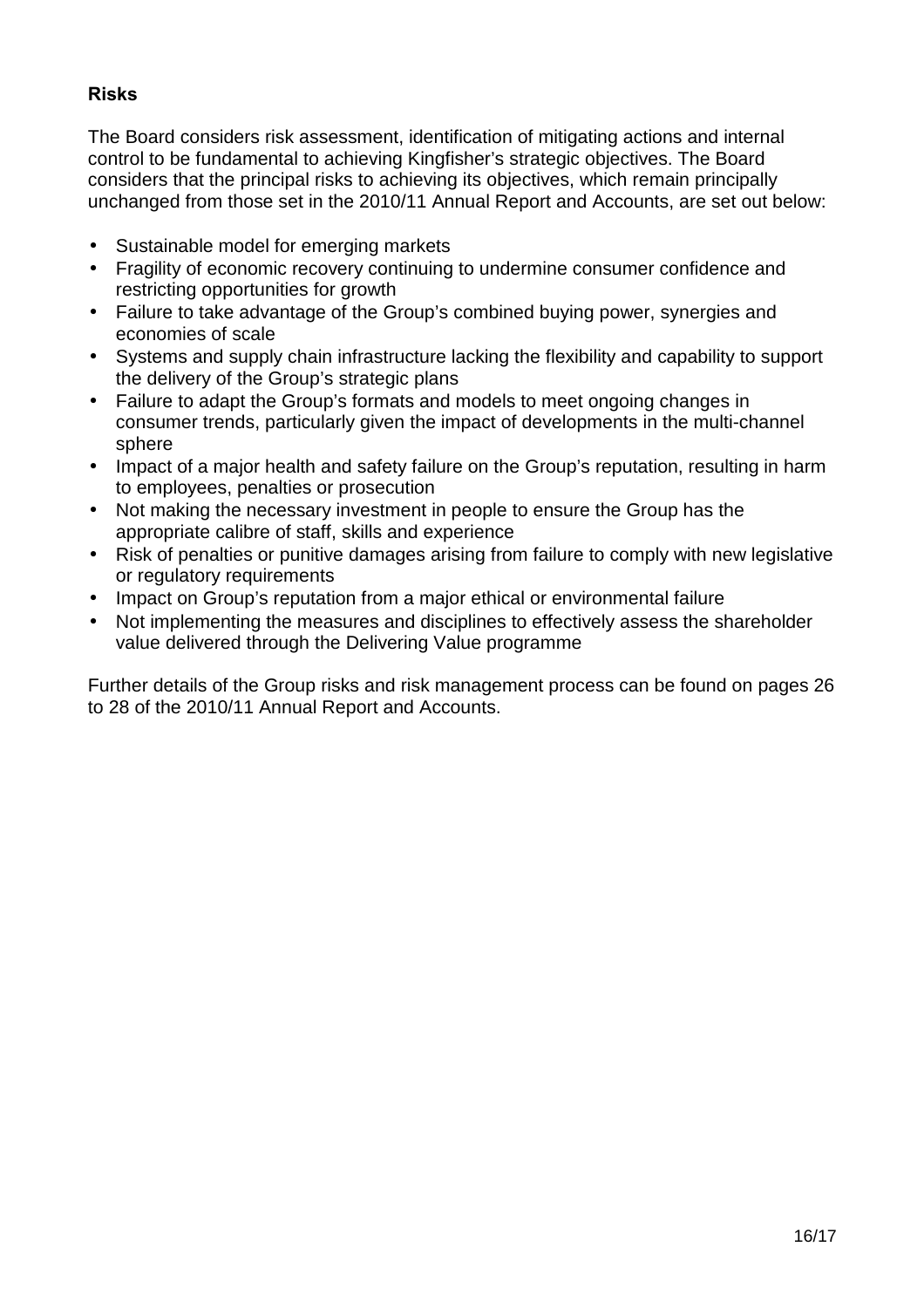## Risks

The Board considers risk assessment, identification of mitigating actions and internal control to be fundamental to achieving Kingfisher's strategic objectives. The Board considers that the principal risks to achieving its objectives, which remain principally unchanged from those set in the 2010/11 Annual Report and Accounts, are set out below:

- Sustainable model for emerging markets
- Fragility of economic recovery continuing to undermine consumer confidence and restricting opportunities for growth
- Failure to take advantage of the Group's combined buying power, synergies and economies of scale
- Systems and supply chain infrastructure lacking the flexibility and capability to support the delivery of the Group's strategic plans
- Failure to adapt the Group's formats and models to meet ongoing changes in consumer trends, particularly given the impact of developments in the multi-channel sphere
- Impact of a major health and safety failure on the Group's reputation, resulting in harm to employees, penalties or prosecution
- Not making the necessary investment in people to ensure the Group has the appropriate calibre of staff, skills and experience
- Risk of penalties or punitive damages arising from failure to comply with new legislative or regulatory requirements
- Impact on Group's reputation from a major ethical or environmental failure
- Not implementing the measures and disciplines to effectively assess the shareholder value delivered through the Delivering Value programme

Further details of the Group risks and risk management process can be found on pages 26 to 28 of the 2010/11 Annual Report and Accounts.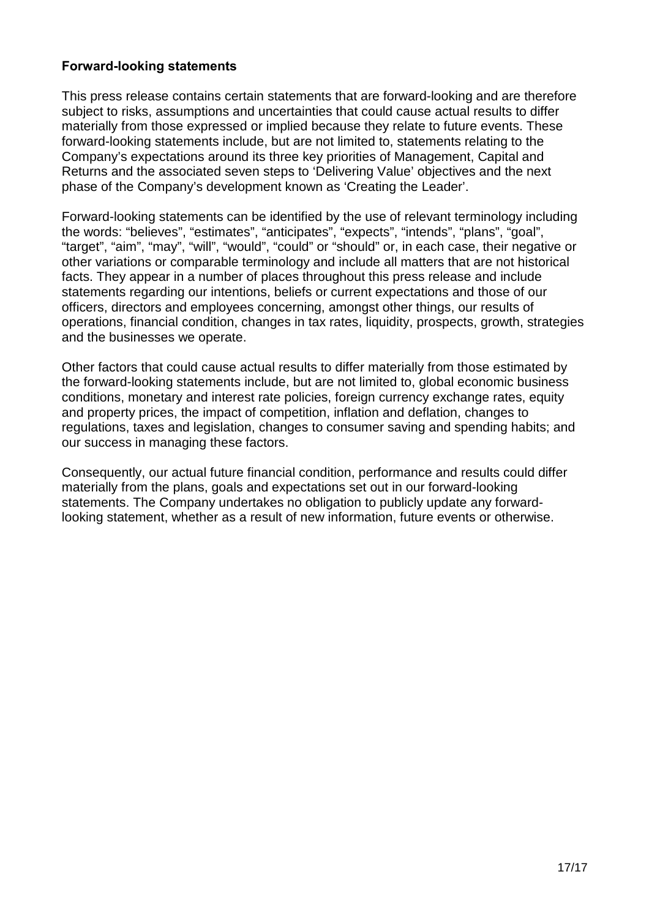**Forward-looking statements**

This press release contains certain statements that are forward-looking and are therefore subject to risks, assumptions and uncertainties that could cause actual results to differ materially from those expressed or implied because they relate to future events. These forward-looking statements include, but are not limited to, statements relating to the Company's expectations around its three key priorities of Management, Capital and Returns and the associated seven steps to 'Delivering Value' objectives and the next phase of the Company's development known as 'Creating the Leader'.

Forward-looking statements can be identified by the use of relevant terminology including the words: "believes", "estimates", "anticipates", "expects", "intends", "plans", "goal", "target", "aim", "may", "will", "would", "could" or "should" or, in each case, their negative or other variations or comparable terminology and include all matters that are not historical facts. They appear in a number of places throughout this press release and include statements regarding our intentions, beliefs or current expectations and those of our officers, directors and employees concerning, amongst other things, our results of operations, financial condition, changes in tax rates, liquidity, prospects, growth, strategies and the businesses we operate.

Other factors that could cause actual results to differ materially from those estimated by the forward-looking statements include, but are not limited to, global economic business conditions, monetary and interest rate policies, foreign currency exchange rates, equity and property prices, the impact of competition, inflation and deflation, changes to regulations, taxes and legislation, changes to consumer saving and spending habits; and our success in managing these factors.

Consequently, our actual future financial condition, performance and results could differ materially from the plans, goals and expectations set out in our forward-looking statements. The Company undertakes no obligation to publicly update any forward-looking statement, whether as a result of new information, future events or otherwise.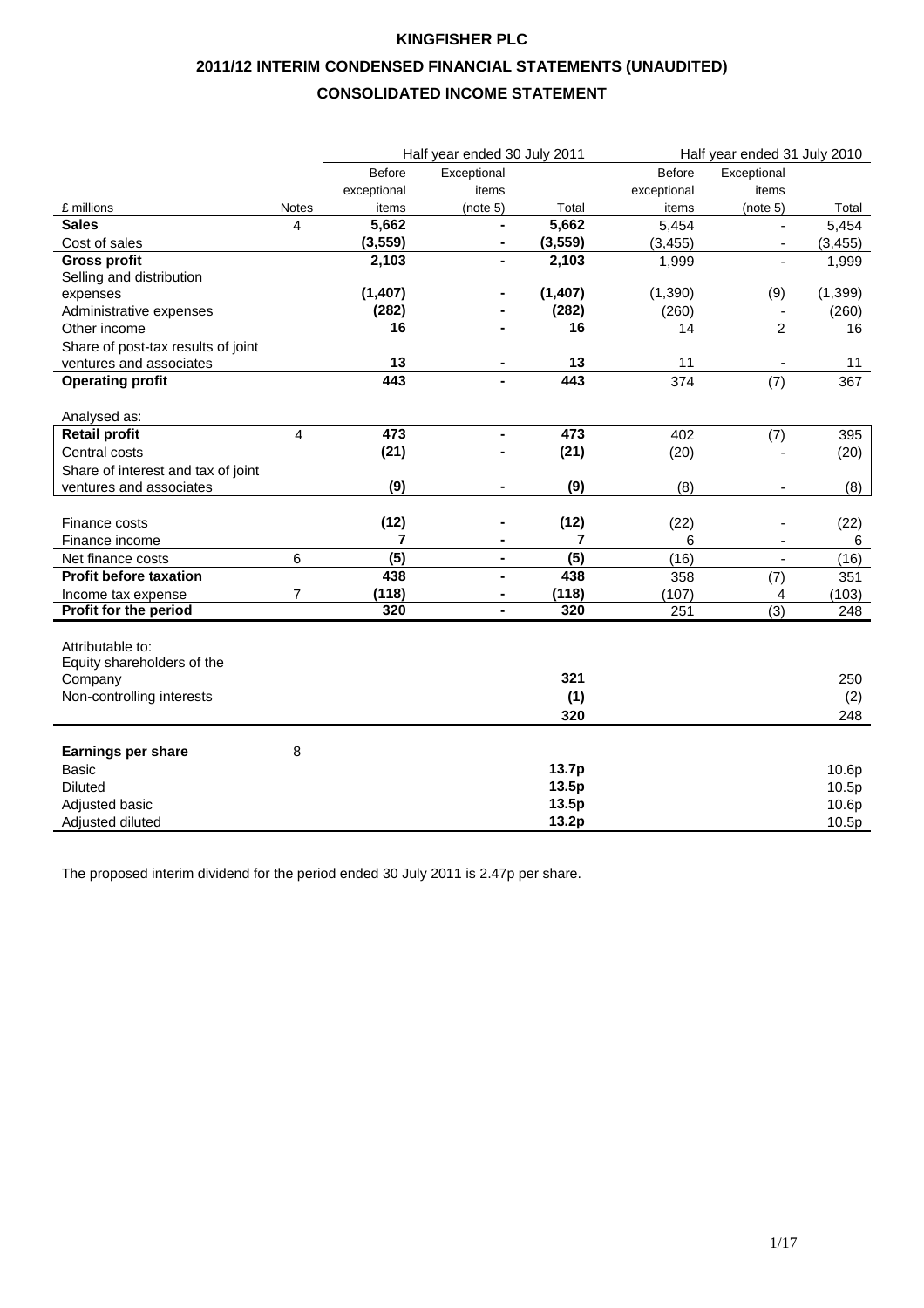**KINGFISHER PLC**

**2011/12 INTERIM CONDENSED FINANCIAL STATEMENTS (UNAUDITED)**

**CONSOLIDATED INCOME STATEMENT**

| | | Half year ended 30 July 2011 | | | Half year ended 31 July 2010 | | |
|---|---|---|---|---|---|---|---|
| £ millions | Notes | Before exceptional items | Exceptional items (note 5) | Total | Before exceptional items | Exceptional items (note 5) | Total |
| **Sales** | 4 | **5,662** | **-** | **5,662** | 5,454 | - | 5,454 |
| Cost of sales | | **(3,559)** | **-** | **(3,559)** | (3,455) | - | (3,455) |
| **Gross profit** | | **2,103** | **-** | **2,103** | 1,999 | - | 1,999 |
| Selling and distribution expenses | | **(1,407)** | **-** | **(1,407)** | (1,390) | (9) | (1,399) |
| Administrative expenses | | **(282)** | **-** | **(282)** | (260) | - | (260) |
| Other income | | **16** | **-** | **16** | 14 | 2 | 16 |
| Share of post-tax results of joint ventures and associates | | **13** | **-** | **13** | 11 | - | 11 |
| **Operating profit** | | **443** | **-** | **443** | 374 | (7) | 367 |
| Analysed as: | | | | | | | |
| **Retail profit** | 4 | **473** | **-** | **473** | 402 | (7) | 395 |
| Central costs | | **(21)** | **-** | **(21)** | (20) | - | (20) |
| Share of interest and tax of joint ventures and associates | | **(9)** | **-** | **(9)** | (8) | - | (8) |
| Finance costs | | **(12)** | **-** | **(12)** | (22) | - | (22) |
| Finance income | | **7** | **-** | **7** | 6 | - | 6 |
| Net finance costs | 6 | **(5)** | **-** | **(5)** | (16) | - | (16) |
| **Profit before taxation** | | **438** | **-** | **438** | 358 | (7) | 351 |
| Income tax expense | 7 | **(118)** | **-** | **(118)** | (107) | 4 | (103) |
| **Profit for the period** | | **320** | **-** | **320** | 251 | (3) | 248 |
| Attributable to: | | | | | | | |
| Equity shareholders of the Company | | | | **321** | | | 250 |
| Non-controlling interests | | | | **(1)** | | | (2) |
| | | | | **320** | | | 248 |
| **Earnings per share** | 8 | | | | | | |
| Basic | | | | **13.7p** | | | 10.6p |
| Diluted | | | | **13.5p** | | | 10.5p |
| Adjusted basic | | | | **13.5p** | | | 10.6p |
| Adjusted diluted | | | | **13.2p** | | | 10.5p |

The proposed interim dividend for the period ended 30 July 2011 is 2.47p per share.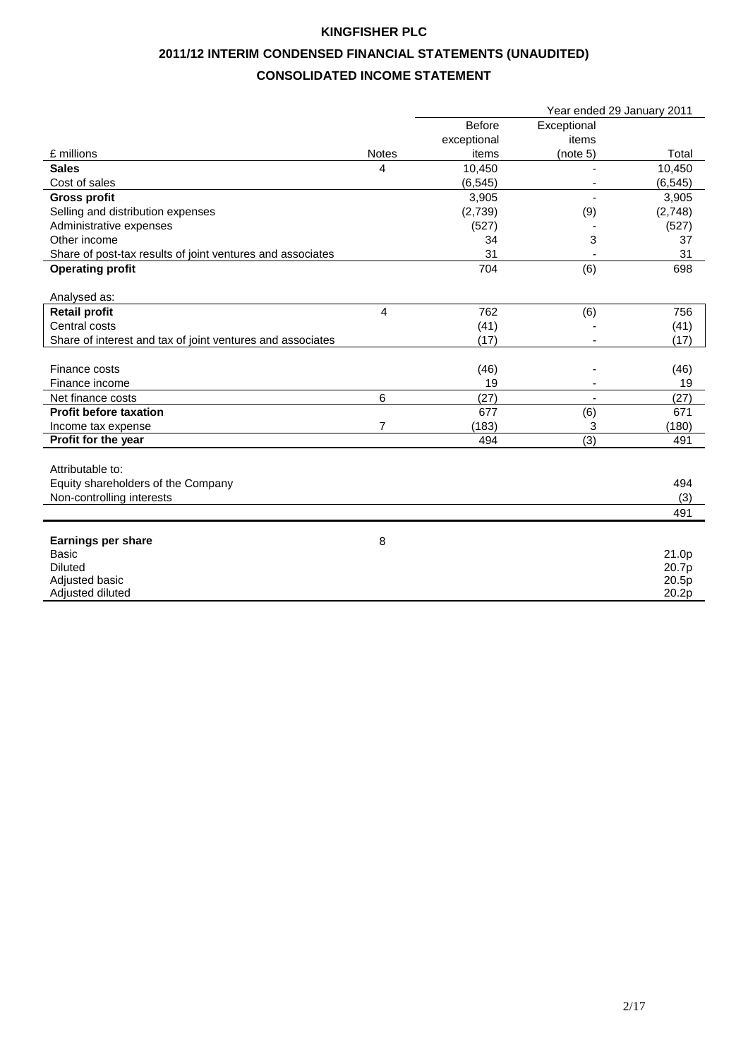# KINGFISHER PLC

## 2011/12 INTERIM CONDENSED FINANCIAL STATEMENTS (UNAUDITED)

## CONSOLIDATED INCOME STATEMENT

| | | Year ended 29 January 2011 | | |
|---|---|---|---|---|
| £ millions | Notes | Before exceptional items | Exceptional items (note 5) | Total |
| **Sales** | 4 | 10,450 | - | 10,450 |
| Cost of sales | | (6,545) | - | (6,545) |
| **Gross profit** | | 3,905 | - | 3,905 |
| Selling and distribution expenses | | (2,739) | (9) | (2,748) |
| Administrative expenses | | (527) | - | (527) |
| Other income | | 34 | 3 | 37 |
| Share of post-tax results of joint ventures and associates | | 31 | - | 31 |
| **Operating profit** | | 704 | (6) | 698 |
| | | | | |
| Analysed as: | | | | |
| **Retail profit** | 4 | 762 | (6) | 756 |
| Central costs | | (41) | - | (41) |
| Share of interest and tax of joint ventures and associates | | (17) | - | (17) |
| | | | | |
| Finance costs | | (46) | - | (46) |
| Finance income | | 19 | - | 19 |
| Net finance costs | 6 | (27) | - | (27) |
| **Profit before taxation** | | 677 | (6) | 671 |
| Income tax expense | 7 | (183) | 3 | (180) |
| **Profit for the year** | | 494 | (3) | 491 |
| | | | | |
| Attributable to: | | | | |
| Equity shareholders of the Company | | | | 494 |
| Non-controlling interests | | | | (3) |
| | | | | 491 |
| | | | | |
| **Earnings per share** | 8 | | | |
| Basic | | | | 21.0p |
| Diluted | | | | 20.7p |
| Adjusted basic | | | | 20.5p |
| Adjusted diluted | | | | 20.2p |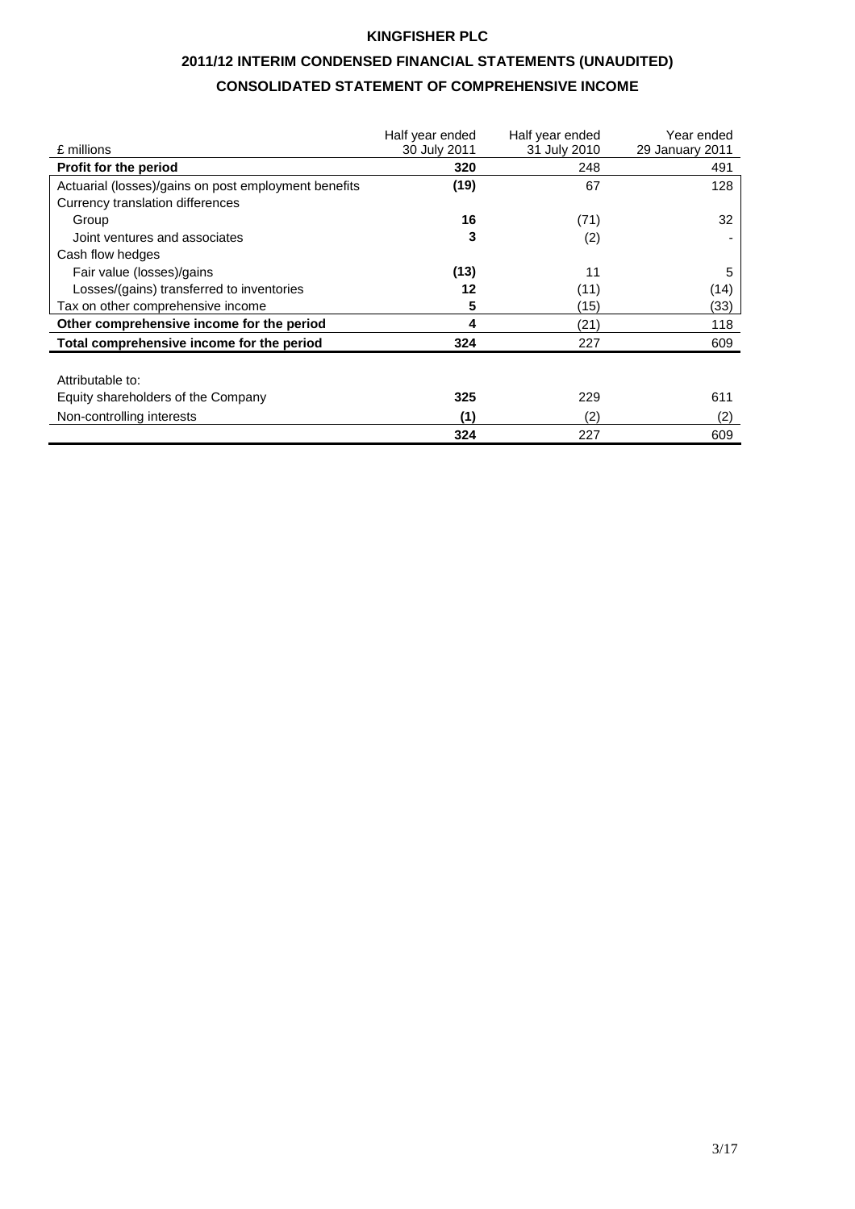# KINGFISHER PLC

## 2011/12 INTERIM CONDENSED FINANCIAL STATEMENTS (UNAUDITED)

## CONSOLIDATED STATEMENT OF COMPREHENSIVE INCOME

| £ millions | Half year ended 30 July 2011 | Half year ended 31 July 2010 | Year ended 29 January 2011 |
|---|---|---|---|
| **Profit for the period** | **320** | 248 | 491 |
| Actuarial (losses)/gains on post employment benefits | **(19)** | 67 | 128 |
| Currency translation differences | | | |
| Group | **16** | (71) | 32 |
| Joint ventures and associates | **3** | (2) | - |
| Cash flow hedges | | | |
| Fair value (losses)/gains | **(13)** | 11 | 5 |
| Losses/(gains) transferred to inventories | **12** | (11) | (14) |
| Tax on other comprehensive income | **5** | (15) | (33) |
| **Other comprehensive income for the period** | **4** | (21) | 118 |
| **Total comprehensive income for the period** | **324** | 227 | 609 |
| | | | |
| Attributable to: | | | |
| Equity shareholders of the Company | **325** | 229 | 611 |
| Non-controlling interests | **(1)** | (2) | (2) |
| | **324** | 227 | 609 |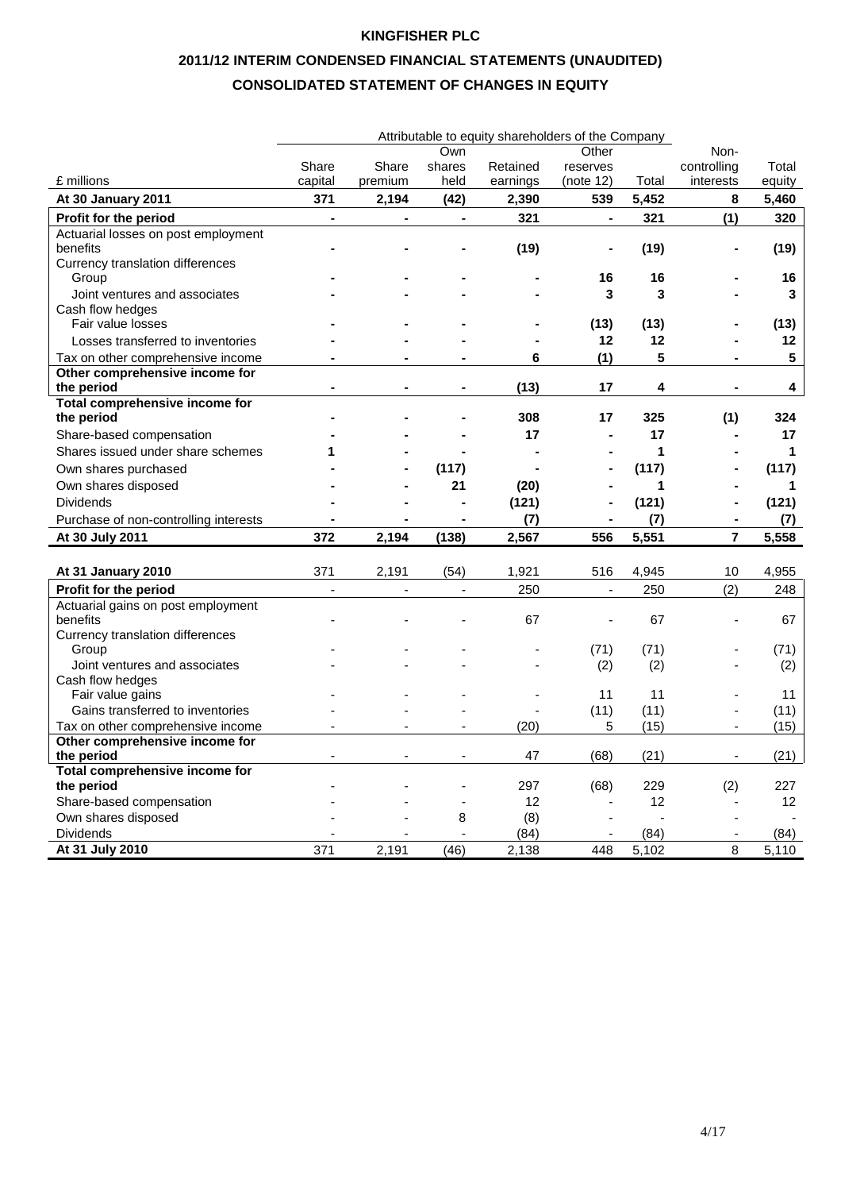# KINGFISHER PLC

## 2011/12 INTERIM CONDENSED FINANCIAL STATEMENTS (UNAUDITED)

## CONSOLIDATED STATEMENT OF CHANGES IN EQUITY

| | Attributable to equity shareholders of the Company | | | | | | | |
|---|---|---|---|---|---|---|---|---|
| £ millions | Share capital | Share premium | Own shares held | Retained earnings | Other reserves (note 12) | Total | Non-controlling interests | Total equity |
| **At 30 January 2011** | **371** | **2,194** | **(42)** | **2,390** | **539** | **5,452** | **8** | **5,460** |
| **Profit for the period** | **-** | **-** | **-** | **321** | **-** | **321** | **(1)** | **320** |
| Actuarial losses on post employment benefits | **-** | **-** | **-** | **(19)** | **-** | **(19)** | **-** | **(19)** |
| Currency translation differences | | | | | | | | |
| Group | **-** | **-** | **-** | **-** | **16** | **16** | **-** | **16** |
| Joint ventures and associates | **-** | **-** | **-** | **-** | **3** | **3** | **-** | **3** |
| Cash flow hedges | | | | | | | | |
| Fair value losses | **-** | **-** | **-** | **-** | **(13)** | **(13)** | **-** | **(13)** |
| Losses transferred to inventories | **-** | **-** | **-** | **-** | **12** | **12** | **-** | **12** |
| Tax on other comprehensive income | **-** | **-** | **-** | **6** | **(1)** | **5** | **-** | **5** |
| **Other comprehensive income for the period** | **-** | **-** | **-** | **(13)** | **17** | **4** | **-** | **4** |
| **Total comprehensive income for the period** | **-** | **-** | **-** | **308** | **17** | **325** | **(1)** | **324** |
| Share-based compensation | **-** | **-** | **-** | **17** | **-** | **17** | **-** | **17** |
| Shares issued under share schemes | **1** | **-** | **-** | **-** | **-** | **1** | **-** | **1** |
| Own shares purchased | **-** | **-** | **(117)** | **-** | **-** | **(117)** | **-** | **(117)** |
| Own shares disposed | **-** | **-** | **21** | **(20)** | **-** | **1** | **-** | **1** |
| Dividends | **-** | **-** | **-** | **(121)** | **-** | **(121)** | **-** | **(121)** |
| Purchase of non-controlling interests | **-** | **-** | **-** | **(7)** | **-** | **(7)** | **-** | **(7)** |
| **At 30 July 2011** | **372** | **2,194** | **(138)** | **2,567** | **556** | **5,551** | **7** | **5,558** |
| | | | | | | | | |
| **At 31 January 2010** | 371 | 2,191 | (54) | 1,921 | 516 | 4,945 | 10 | 4,955 |
| **Profit for the period** | - | - | - | 250 | - | 250 | (2) | 248 |
| Actuarial gains on post employment benefits | - | - | - | 67 | - | 67 | - | 67 |
| Currency translation differences | | | | | | | | |
| Group | - | - | - | - | (71) | (71) | - | (71) |
| Joint ventures and associates | - | - | - | - | (2) | (2) | - | (2) |
| Cash flow hedges | | | | | | | | |
| Fair value gains | - | - | - | - | 11 | 11 | - | 11 |
| Gains transferred to inventories | - | - | - | - | (11) | (11) | - | (11) |
| Tax on other comprehensive income | - | - | - | (20) | 5 | (15) | - | (15) |
| **Other comprehensive income for the period** | - | - | - | 47 | (68) | (21) | - | (21) |
| **Total comprehensive income for the period** | - | - | - | 297 | (68) | 229 | (2) | 227 |
| Share-based compensation | - | - | - | 12 | - | 12 | - | 12 |
| Own shares disposed | - | - | 8 | (8) | - | - | - | - |
| Dividends | - | - | - | (84) | - | (84) | - | (84) |
| **At 31 July 2010** | 371 | 2,191 | (46) | 2,138 | 448 | 5,102 | 8 | 5,110 |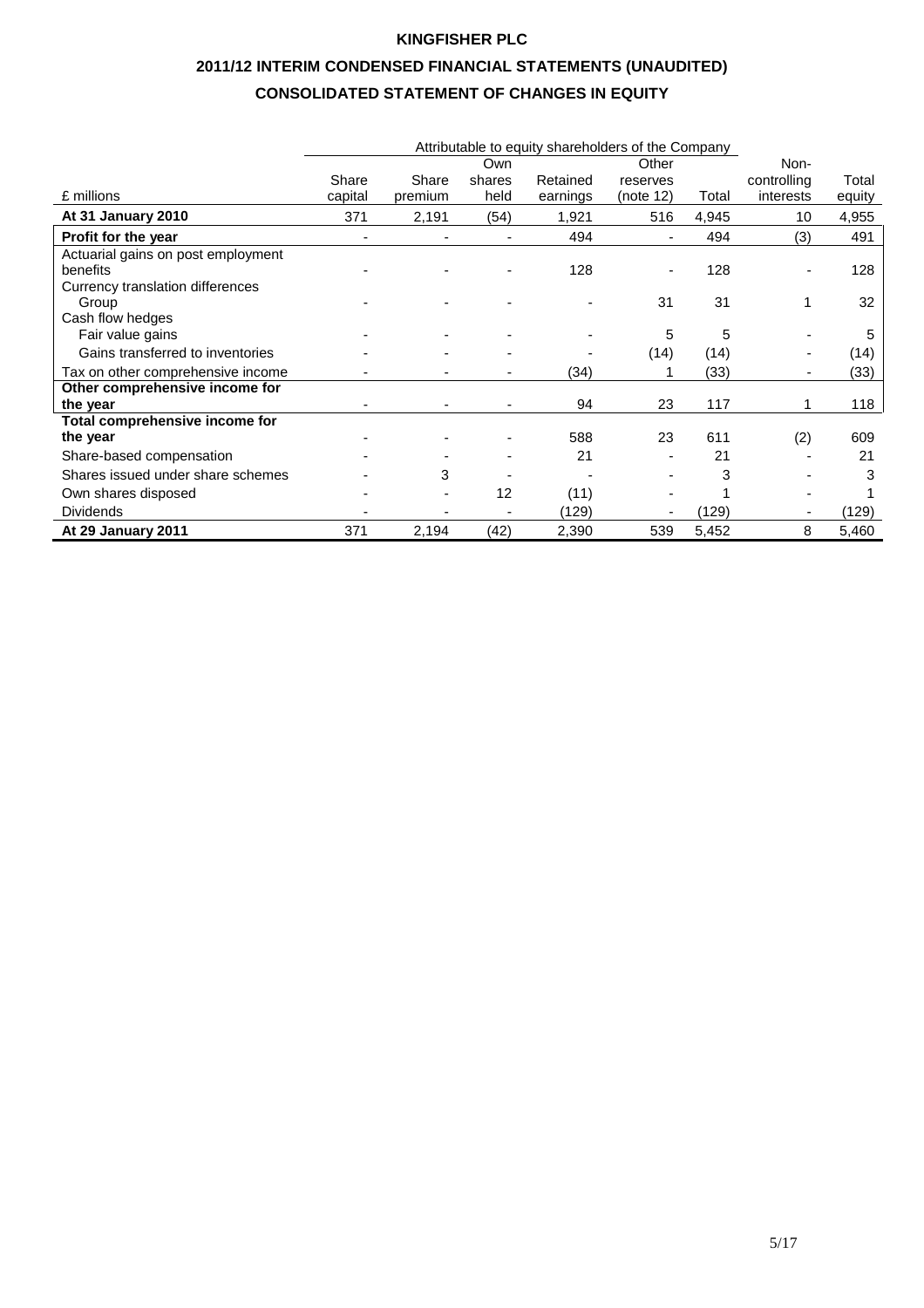# KINGFISHER PLC

## 2011/12 INTERIM CONDENSED FINANCIAL STATEMENTS (UNAUDITED)

## CONSOLIDATED STATEMENT OF CHANGES IN EQUITY

| | Attributable to equity shareholders of the Company | | | | | | | |
|---|---|---|---|---|---|---|---|---|
| £ millions | Share capital | Share premium | Own shares held | Retained earnings | Other reserves (note 12) | Total | Non-controlling interests | Total equity |
| **At 31 January 2010** | 371 | 2,191 | (54) | 1,921 | 516 | 4,945 | 10 | 4,955 |
| **Profit for the year** | - | - | - | 494 | - | 494 | (3) | 491 |
| Actuarial gains on post employment benefits | - | - | - | 128 | - | 128 | - | 128 |
| Currency translation differences | | | | | | | | |
| Group | - | - | - | - | 31 | 31 | 1 | 32 |
| Cash flow hedges | | | | | | | | |
| Fair value gains | - | - | - | - | 5 | 5 | - | 5 |
| Gains transferred to inventories | - | - | - | - | (14) | (14) | - | (14) |
| Tax on other comprehensive income | - | - | - | (34) | 1 | (33) | - | (33) |
| **Other comprehensive income for the year** | - | - | - | 94 | 23 | 117 | 1 | 118 |
| **Total comprehensive income for the year** | - | - | - | 588 | 23 | 611 | (2) | 609 |
| Share-based compensation | - | - | - | 21 | - | 21 | - | 21 |
| Shares issued under share schemes | - | 3 | - | - | - | 3 | - | 3 |
| Own shares disposed | - | - | 12 | (11) | - | 1 | - | 1 |
| Dividends | - | - | - | (129) | - | (129) | - | (129) |
| **At 29 January 2011** | 371 | 2,194 | (42) | 2,390 | 539 | 5,452 | 8 | 5,460 |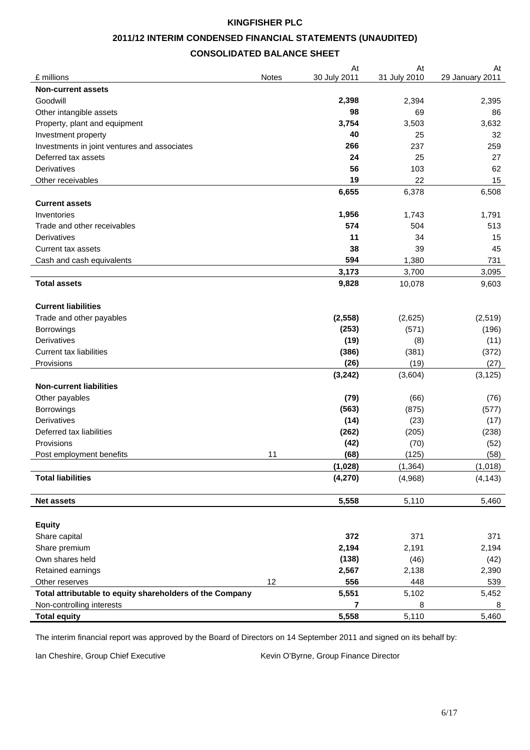# KINGFISHER PLC

## 2011/12 INTERIM CONDENSED FINANCIAL STATEMENTS (UNAUDITED)

## CONSOLIDATED BALANCE SHEET

| £ millions | Notes | At 30 July 2011 | At 31 July 2010 | At 29 January 2011 |
|---|---|---|---|---|
| **Non-current assets** | | | | |
| Goodwill | | **2,398** | 2,394 | 2,395 |
| Other intangible assets | | **98** | 69 | 86 |
| Property, plant and equipment | | **3,754** | 3,503 | 3,632 |
| Investment property | | **40** | 25 | 32 |
| Investments in joint ventures and associates | | **266** | 237 | 259 |
| Deferred tax assets | | **24** | 25 | 27 |
| Derivatives | | **56** | 103 | 62 |
| Other receivables | | **19** | 22 | 15 |
| | | **6,655** | 6,378 | 6,508 |
| **Current assets** | | | | |
| Inventories | | **1,956** | 1,743 | 1,791 |
| Trade and other receivables | | **574** | 504 | 513 |
| Derivatives | | **11** | 34 | 15 |
| Current tax assets | | **38** | 39 | 45 |
| Cash and cash equivalents | | **594** | 1,380 | 731 |
| | | **3,173** | 3,700 | 3,095 |
| **Total assets** | | **9,828** | 10,078 | 9,603 |
| **Current liabilities** | | | | |
| Trade and other payables | | **(2,558)** | (2,625) | (2,519) |
| Borrowings | | **(253)** | (571) | (196) |
| Derivatives | | **(19)** | (8) | (11) |
| Current tax liabilities | | **(386)** | (381) | (372) |
| Provisions | | **(26)** | (19) | (27) |
| | | **(3,242)** | (3,604) | (3,125) |
| **Non-current liabilities** | | | | |
| Other payables | | **(79)** | (66) | (76) |
| Borrowings | | **(563)** | (875) | (577) |
| Derivatives | | **(14)** | (23) | (17) |
| Deferred tax liabilities | | **(262)** | (205) | (238) |
| Provisions | | **(42)** | (70) | (52) |
| Post employment benefits | 11 | **(68)** | (125) | (58) |
| | | **(1,028)** | (1,364) | (1,018) |
| **Total liabilities** | | **(4,270)** | (4,968) | (4,143) |
| **Net assets** | | **5,558** | 5,110 | 5,460 |
| **Equity** | | | | |
| Share capital | | **372** | 371 | 371 |
| Share premium | | **2,194** | 2,191 | 2,194 |
| Own shares held | | **(138)** | (46) | (42) |
| Retained earnings | | **2,567** | 2,138 | 2,390 |
| Other reserves | 12 | **556** | 448 | 539 |
| **Total attributable to equity shareholders of the Company** | | **5,551** | 5,102 | 5,452 |
| Non-controlling interests | | **7** | 8 | 8 |
| **Total equity** | | **5,558** | 5,110 | 5,460 |

The interim financial report was approved by the Board of Directors on 14 September 2011 and signed on its behalf by:

Ian Cheshire, Group Chief Executive

Kevin O'Byrne, Group Finance Director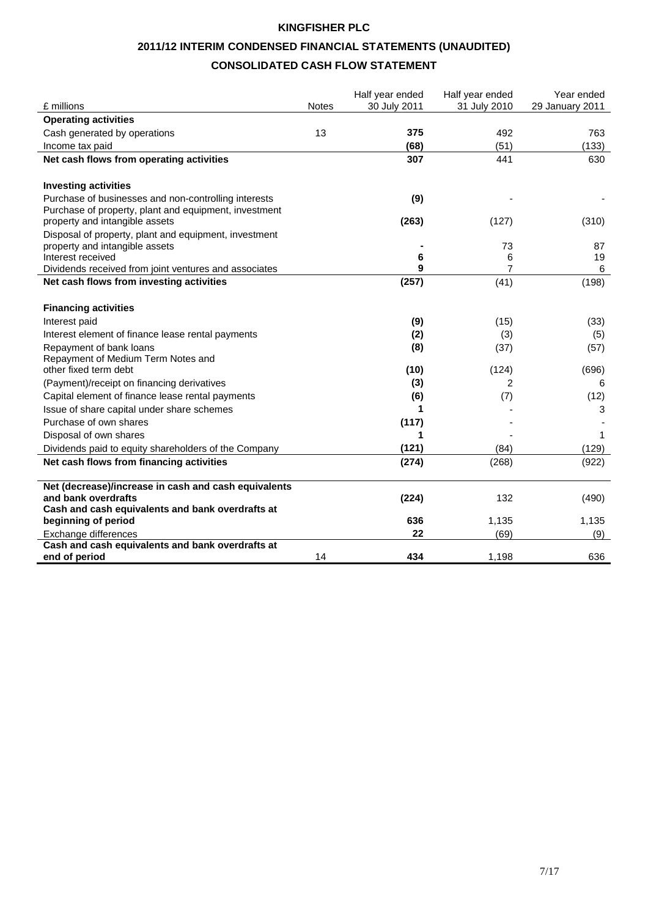# KINGFISHER PLC

## 2011/12 INTERIM CONDENSED FINANCIAL STATEMENTS (UNAUDITED)

## CONSOLIDATED CASH FLOW STATEMENT

| £ millions | Notes | Half year ended 30 July 2011 | Half year ended 31 July 2010 | Year ended 29 January 2011 |
|---|---|---|---|---|
| **Operating activities** | | | | |
| Cash generated by operations | 13 | **375** | 492 | 763 |
| Income tax paid | | **(68)** | (51) | (133) |
| **Net cash flows from operating activities** | | **307** | 441 | 630 |
| | | | | |
| **Investing activities** | | | | |
| Purchase of businesses and non-controlling interests | | **(9)** | - | - |
| Purchase of property, plant and equipment, investment property and intangible assets | | **(263)** | (127) | (310) |
| Disposal of property, plant and equipment, investment property and intangible assets | | **-** | 73 | 87 |
| Interest received | | **6** | 6 | 19 |
| Dividends received from joint ventures and associates | | **9** | 7 | 6 |
| **Net cash flows from investing activities** | | **(257)** | (41) | (198) |
| | | | | |
| **Financing activities** | | | | |
| Interest paid | | **(9)** | (15) | (33) |
| Interest element of finance lease rental payments | | **(2)** | (3) | (5) |
| Repayment of bank loans | | **(8)** | (37) | (57) |
| Repayment of Medium Term Notes and other fixed term debt | | **(10)** | (124) | (696) |
| (Payment)/receipt on financing derivatives | | **(3)** | 2 | 6 |
| Capital element of finance lease rental payments | | **(6)** | (7) | (12) |
| Issue of share capital under share schemes | | **1** | - | 3 |
| Purchase of own shares | | **(117)** | - | - |
| Disposal of own shares | | **1** | - | 1 |
| Dividends paid to equity shareholders of the Company | | **(121)** | (84) | (129) |
| **Net cash flows from financing activities** | | **(274)** | (268) | (922) |
| | | | | |
| **Net (decrease)/increase in cash and cash equivalents and bank overdrafts** | | **(224)** | 132 | (490) |
| **Cash and cash equivalents and bank overdrafts at beginning of period** | | **636** | 1,135 | 1,135 |
| Exchange differences | | **22** | (69) | (9) |
| **Cash and cash equivalents and bank overdrafts at end of period** | 14 | **434** | 1,198 | 636 |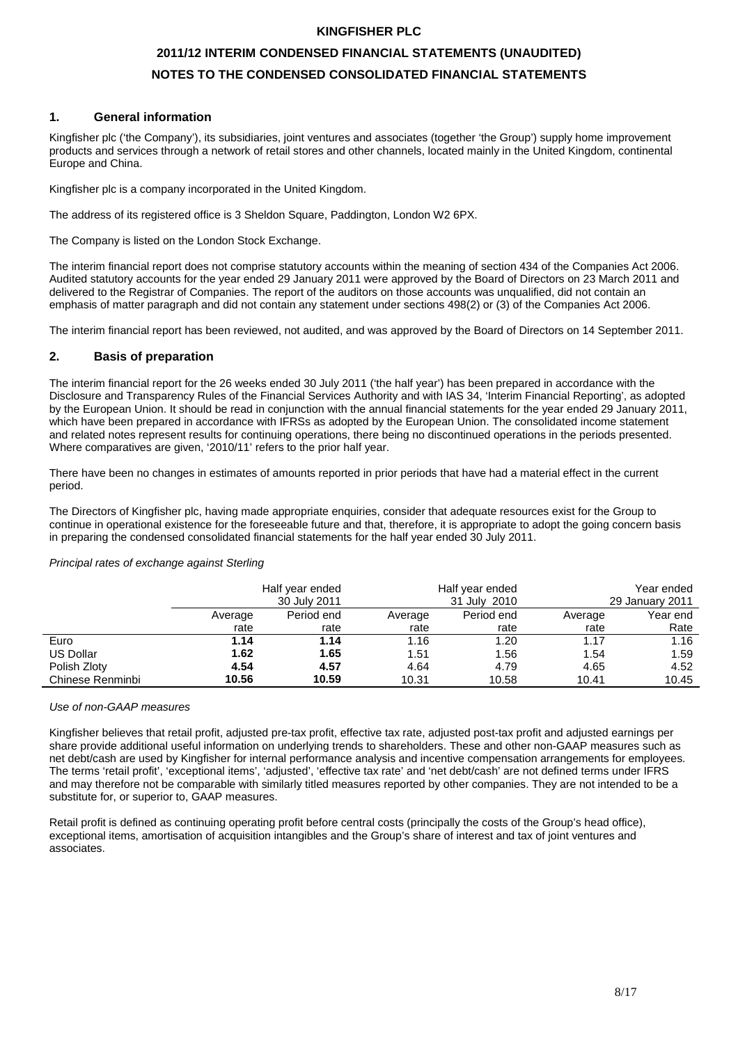**KINGFISHER PLC**

**2011/12 INTERIM CONDENSED FINANCIAL STATEMENTS (UNAUDITED)**

**NOTES TO THE CONDENSED CONSOLIDATED FINANCIAL STATEMENTS**

## 1. General information

Kingfisher plc ('the Company'), its subsidiaries, joint ventures and associates (together 'the Group') supply home improvement products and services through a network of retail stores and other channels, located mainly in the United Kingdom, continental Europe and China.

Kingfisher plc is a company incorporated in the United Kingdom.

The address of its registered office is 3 Sheldon Square, Paddington, London W2 6PX.

The Company is listed on the London Stock Exchange.

The interim financial report does not comprise statutory accounts within the meaning of section 434 of the Companies Act 2006. Audited statutory accounts for the year ended 29 January 2011 were approved by the Board of Directors on 23 March 2011 and delivered to the Registrar of Companies. The report of the auditors on those accounts was unqualified, did not contain an emphasis of matter paragraph and did not contain any statement under sections 498(2) or (3) of the Companies Act 2006.

The interim financial report has been reviewed, not audited, and was approved by the Board of Directors on 14 September 2011.

## 2. Basis of preparation

The interim financial report for the 26 weeks ended 30 July 2011 ('the half year') has been prepared in accordance with the Disclosure and Transparency Rules of the Financial Services Authority and with IAS 34, 'Interim Financial Reporting', as adopted by the European Union. It should be read in conjunction with the annual financial statements for the year ended 29 January 2011, which have been prepared in accordance with IFRSs as adopted by the European Union. The consolidated income statement and related notes represent results for continuing operations, there being no discontinued operations in the periods presented. Where comparatives are given, '2010/11' refers to the prior half year.

There have been no changes in estimates of amounts reported in prior periods that have had a material effect in the current period.

The Directors of Kingfisher plc, having made appropriate enquiries, consider that adequate resources exist for the Group to continue in operational existence for the foreseeable future and that, therefore, it is appropriate to adopt the going concern basis in preparing the condensed consolidated financial statements for the half year ended 30 July 2011.

*Principal rates of exchange against Sterling*

| | Half year ended 30 July 2011 | | Half year ended 31 July 2010 | | Year ended 29 January 2011 | |
|---|---|---|---|---|---|---|
| | Average rate | Period end rate | Average rate | Period end rate | Average rate | Year end Rate |
| Euro | **1.14** | **1.14** | 1.16 | 1.20 | 1.17 | 1.16 |
| US Dollar | **1.62** | **1.65** | 1.51 | 1.56 | 1.54 | 1.59 |
| Polish Zloty | **4.54** | **4.57** | 4.64 | 4.79 | 4.65 | 4.52 |
| Chinese Renminbi | **10.56** | **10.59** | 10.31 | 10.58 | 10.41 | 10.45 |

*Use of non-GAAP measures*

Kingfisher believes that retail profit, adjusted pre-tax profit, effective tax rate, adjusted post-tax profit and adjusted earnings per share provide additional useful information on underlying trends to shareholders. These and other non-GAAP measures such as net debt/cash are used by Kingfisher for internal performance analysis and incentive compensation arrangements for employees. The terms 'retail profit', 'exceptional items', 'adjusted', 'effective tax rate' and 'net debt/cash' are not defined terms under IFRS and may therefore not be comparable with similarly titled measures reported by other companies. They are not intended to be a substitute for, or superior to, GAAP measures.

Retail profit is defined as continuing operating profit before central costs (principally the costs of the Group's head office), exceptional items, amortisation of acquisition intangibles and the Group's share of interest and tax of joint ventures and associates.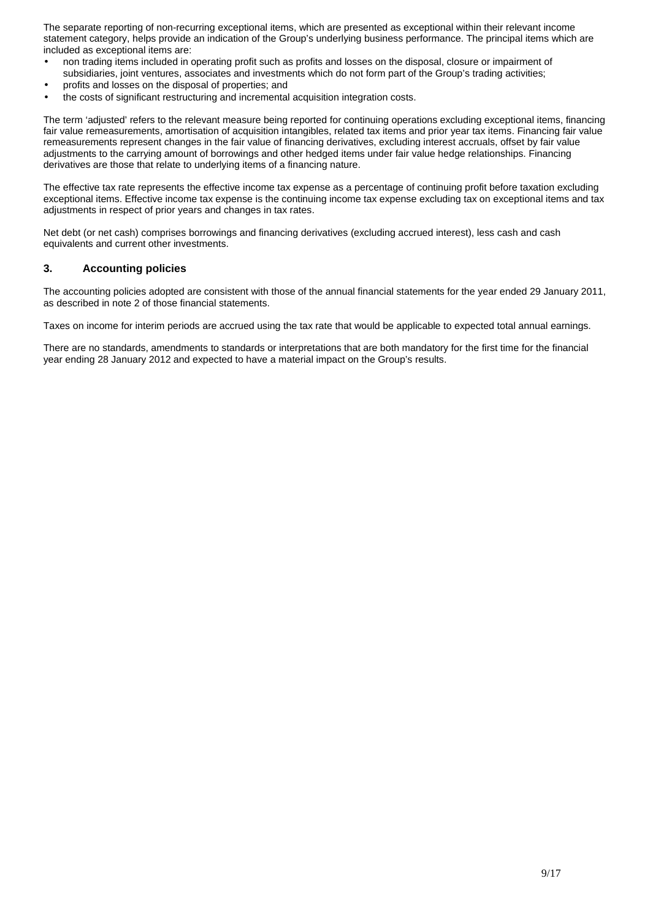The separate reporting of non-recurring exceptional items, which are presented as exceptional within their relevant income statement category, helps provide an indication of the Group's underlying business performance. The principal items which are included as exceptional items are:

- non trading items included in operating profit such as profits and losses on the disposal, closure or impairment of subsidiaries, joint ventures, associates and investments which do not form part of the Group's trading activities;
- profits and losses on the disposal of properties; and
- the costs of significant restructuring and incremental acquisition integration costs.

The term 'adjusted' refers to the relevant measure being reported for continuing operations excluding exceptional items, financing fair value remeasurements, amortisation of acquisition intangibles, related tax items and prior year tax items. Financing fair value remeasurements represent changes in the fair value of financing derivatives, excluding interest accruals, offset by fair value adjustments to the carrying amount of borrowings and other hedged items under fair value hedge relationships. Financing derivatives are those that relate to underlying items of a financing nature.

The effective tax rate represents the effective income tax expense as a percentage of continuing profit before taxation excluding exceptional items. Effective income tax expense is the continuing income tax expense excluding tax on exceptional items and tax adjustments in respect of prior years and changes in tax rates.

Net debt (or net cash) comprises borrowings and financing derivatives (excluding accrued interest), less cash and cash equivalents and current other investments.

## 3. Accounting policies

The accounting policies adopted are consistent with those of the annual financial statements for the year ended 29 January 2011, as described in note 2 of those financial statements.

Taxes on income for interim periods are accrued using the tax rate that would be applicable to expected total annual earnings.

There are no standards, amendments to standards or interpretations that are both mandatory for the first time for the financial year ending 28 January 2012 and expected to have a material impact on the Group's results.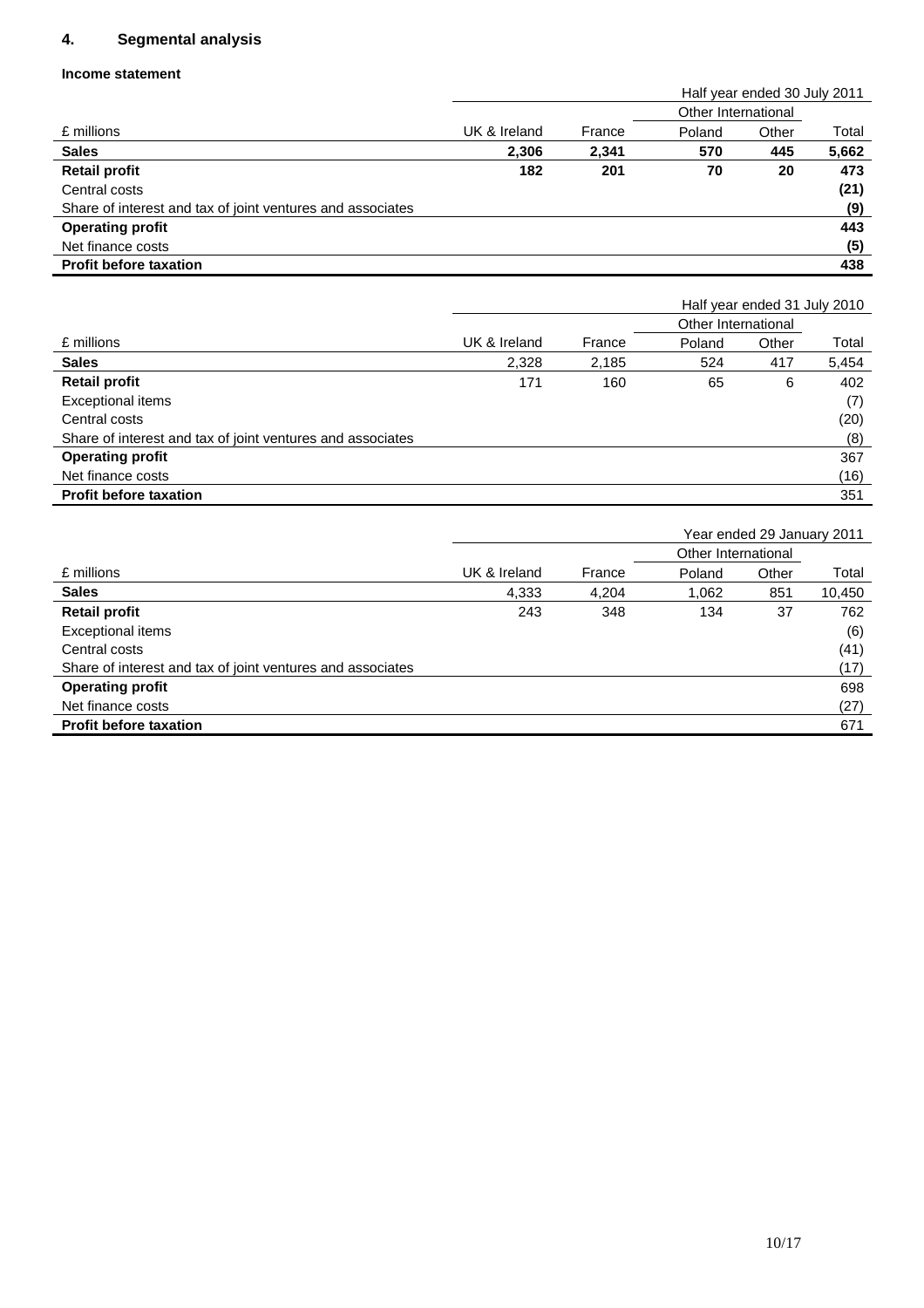## 4. Segmental analysis

**Income statement**

| | | | Half year ended 30 July 2011 | | |
|---|---|---|---|---|---|
| | | | Other International | | |
| £ millions | UK & Ireland | France | Poland | Other | Total |
| **Sales** | **2,306** | **2,341** | **570** | **445** | **5,662** |
| **Retail profit** | **182** | **201** | **70** | **20** | **473** |
| Central costs | | | | | **(21)** |
| Share of interest and tax of joint ventures and associates | | | | | **(9)** |
| **Operating profit** | | | | | **443** |
| Net finance costs | | | | | **(5)** |
| **Profit before taxation** | | | | | **438** |

| | | | Half year ended 31 July 2010 | | |
|---|---|---|---|---|---|
| | | | Other International | | |
| £ millions | UK & Ireland | France | Poland | Other | Total |
| **Sales** | 2,328 | 2,185 | 524 | 417 | 5,454 |
| **Retail profit** | 171 | 160 | 65 | 6 | 402 |
| Exceptional items | | | | | (7) |
| Central costs | | | | | (20) |
| Share of interest and tax of joint ventures and associates | | | | | (8) |
| **Operating profit** | | | | | 367 |
| Net finance costs | | | | | (16) |
| **Profit before taxation** | | | | | 351 |

| | | | Year ended 29 January 2011 | | |
|---|---|---|---|---|---|
| | | | Other International | | |
| £ millions | UK & Ireland | France | Poland | Other | Total |
| **Sales** | 4,333 | 4,204 | 1,062 | 851 | 10,450 |
| **Retail profit** | 243 | 348 | 134 | 37 | 762 |
| Exceptional items | | | | | (6) |
| Central costs | | | | | (41) |
| Share of interest and tax of joint ventures and associates | | | | | (17) |
| **Operating profit** | | | | | 698 |
| Net finance costs | | | | | (27) |
| **Profit before taxation** | | | | | 671 |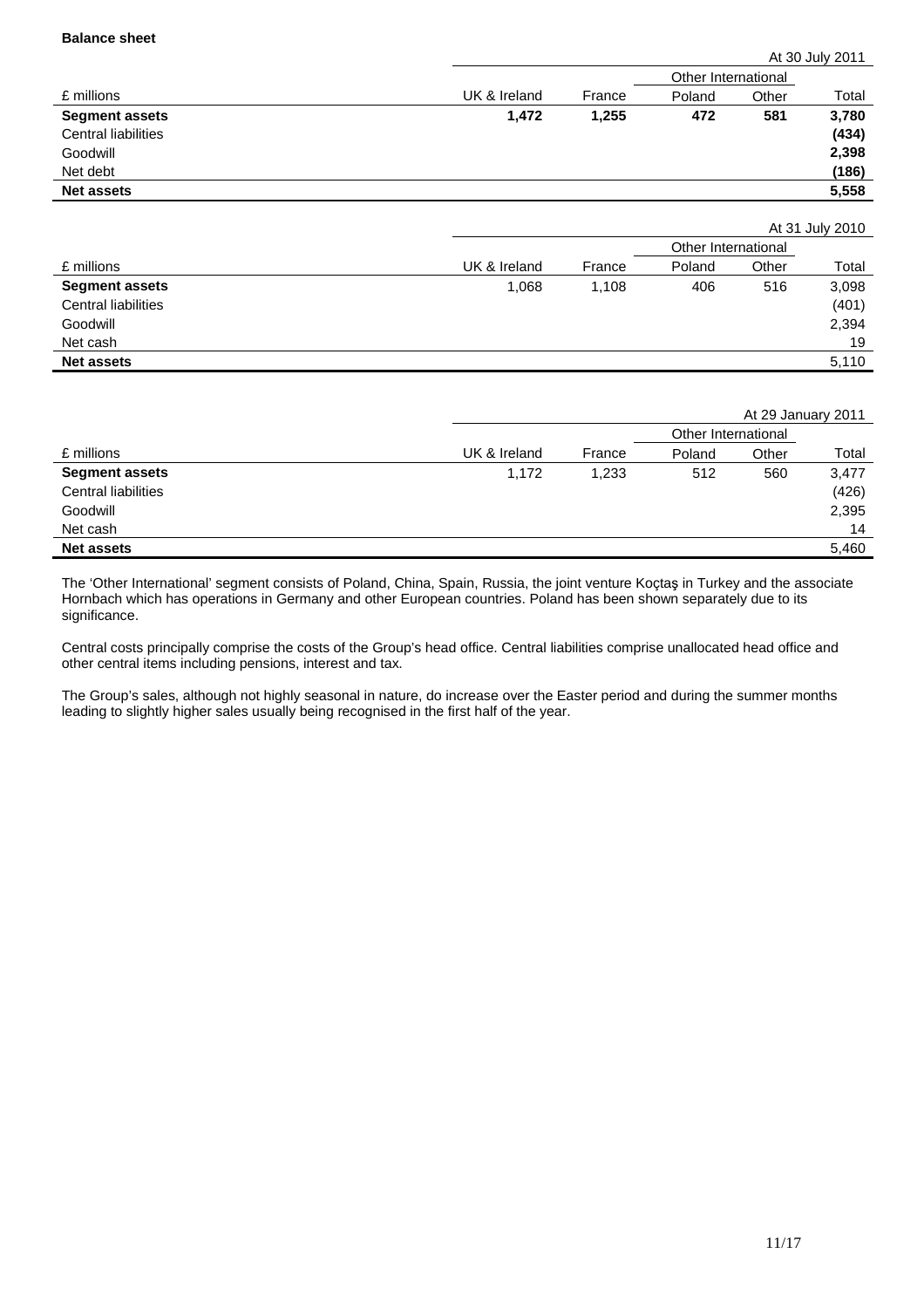**Balance sheet**

| £ millions | UK & Ireland | France | Other International | | Total |
|---|---|---|---|---|---|
| | | | Poland | Other | At 30 July 2011 |
| **Segment assets** | **1,472** | **1,255** | **472** | **581** | **3,780** |
| Central liabilities | | | | | **(434)** |
| Goodwill | | | | | **2,398** |
| Net debt | | | | | **(186)** |
| **Net assets** | | | | | **5,558** |

| £ millions | UK & Ireland | France | Other International | | Total |
|---|---|---|---|---|---|
| | | | Poland | Other | At 31 July 2010 |
| **Segment assets** | 1,068 | 1,108 | 406 | 516 | 3,098 |
| Central liabilities | | | | | (401) |
| Goodwill | | | | | 2,394 |
| Net cash | | | | | 19 |
| **Net assets** | | | | | 5,110 |

| £ millions | UK & Ireland | France | Other International | | Total |
|---|---|---|---|---|---|
| | | | Poland | Other | At 29 January 2011 |
| **Segment assets** | 1,172 | 1,233 | 512 | 560 | 3,477 |
| Central liabilities | | | | | (426) |
| Goodwill | | | | | 2,395 |
| Net cash | | | | | 14 |
| **Net assets** | | | | | 5,460 |

The 'Other International' segment consists of Poland, China, Spain, Russia, the joint venture Koçtaş in Turkey and the associate Hornbach which has operations in Germany and other European countries. Poland has been shown separately due to its significance.

Central costs principally comprise the costs of the Group's head office. Central liabilities comprise unallocated head office and other central items including pensions, interest and tax.

The Group's sales, although not highly seasonal in nature, do increase over the Easter period and during the summer months leading to slightly higher sales usually being recognised in the first half of the year.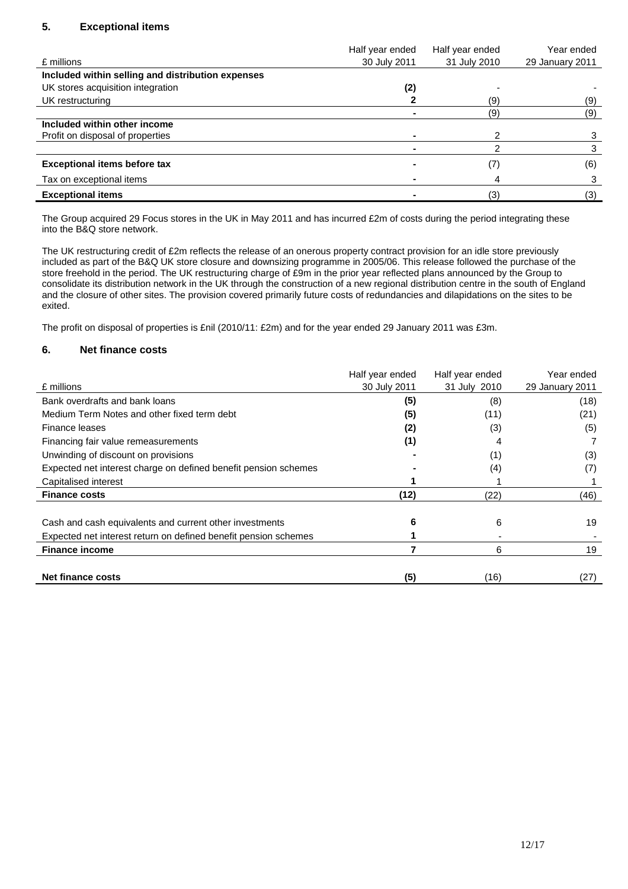## 5. Exceptional items

| £ millions | Half year ended 30 July 2011 | Half year ended 31 July 2010 | Year ended 29 January 2011 |
|---|---|---|---|
| **Included within selling and distribution expenses** | | | |
| UK stores acquisition integration | **(2)** | - | - |
| UK restructuring | **2** | (9) | (9) |
| | **-** | (9) | (9) |
| **Included within other income** | | | |
| Profit on disposal of properties | **-** | 2 | 3 |
| | **-** | 2 | 3 |
| **Exceptional items before tax** | **-** | (7) | (6) |
| Tax on exceptional items | **-** | 4 | 3 |
| **Exceptional items** | **-** | (3) | (3) |

The Group acquired 29 Focus stores in the UK in May 2011 and has incurred £2m of costs during the period integrating these into the B&Q store network.

The UK restructuring credit of £2m reflects the release of an onerous property contract provision for an idle store previously included as part of the B&Q UK store closure and downsizing programme in 2005/06. This release followed the purchase of the store freehold in the period. The UK restructuring charge of £9m in the prior year reflected plans announced by the Group to consolidate its distribution network in the UK through the construction of a new regional distribution centre in the south of England and the closure of other sites. The provision covered primarily future costs of redundancies and dilapidations on the sites to be exited.

The profit on disposal of properties is £nil (2010/11: £2m) and for the year ended 29 January 2011 was £3m.

## 6. Net finance costs

| £ millions | Half year ended 30 July 2011 | Half year ended 31 July 2010 | Year ended 29 January 2011 |
|---|---|---|---|
| Bank overdrafts and bank loans | **(5)** | (8) | (18) |
| Medium Term Notes and other fixed term debt | **(5)** | (11) | (21) |
| Finance leases | **(2)** | (3) | (5) |
| Financing fair value remeasurements | **(1)** | 4 | 7 |
| Unwinding of discount on provisions | **-** | (1) | (3) |
| Expected net interest charge on defined benefit pension schemes | **-** | (4) | (7) |
| Capitalised interest | **1** | 1 | 1 |
| **Finance costs** | **(12)** | (22) | (46) |
| | | | |
| Cash and cash equivalents and current other investments | **6** | 6 | 19 |
| Expected net interest return on defined benefit pension schemes | **1** | - | - |
| **Finance income** | **7** | 6 | 19 |
| | | | |
| **Net finance costs** | **(5)** | (16) | (27) |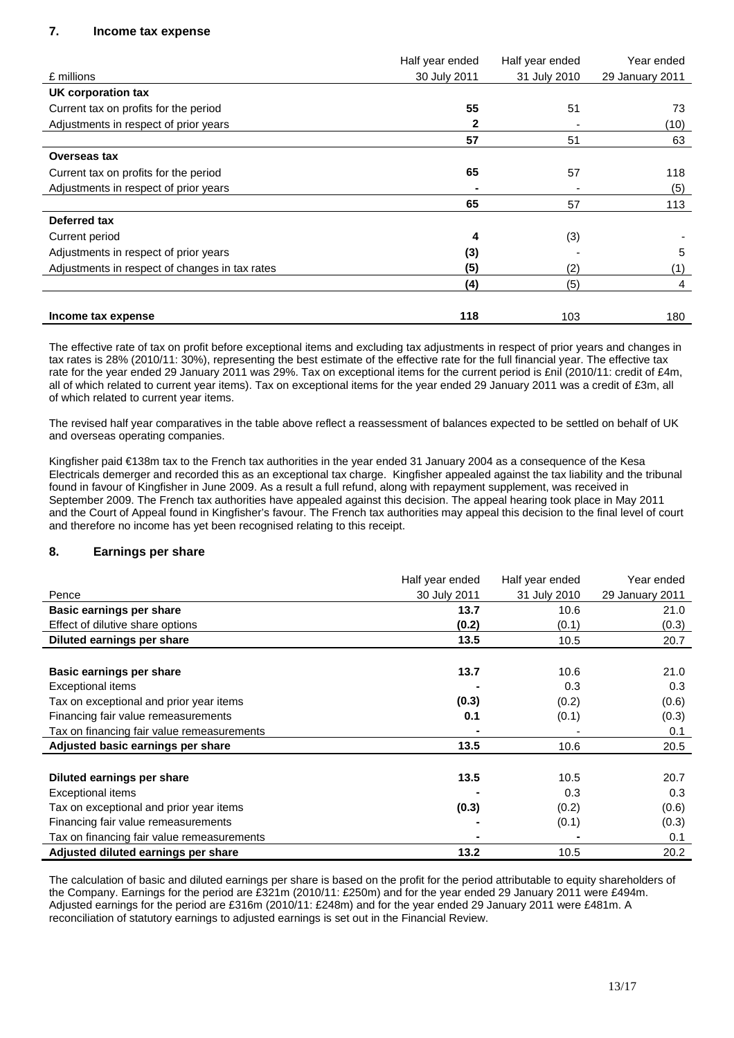## 7. Income tax expense

| £ millions | Half year ended 30 July 2011 | Half year ended 31 July 2010 | Year ended 29 January 2011 |
|---|---|---|---|
| **UK corporation tax** | | | |
| Current tax on profits for the period | **55** | 51 | 73 |
| Adjustments in respect of prior years | **2** | - | (10) |
| | **57** | 51 | 63 |
| **Overseas tax** | | | |
| Current tax on profits for the period | **65** | 57 | 118 |
| Adjustments in respect of prior years | **-** | - | (5) |
| | **65** | 57 | 113 |
| **Deferred tax** | | | |
| Current period | **4** | (3) | - |
| Adjustments in respect of prior years | **(3)** | - | 5 |
| Adjustments in respect of changes in tax rates | **(5)** | (2) | (1) |
| | **(4)** | (5) | 4 |
| | | | |
| **Income tax expense** | **118** | 103 | 180 |

The effective rate of tax on profit before exceptional items and excluding tax adjustments in respect of prior years and changes in tax rates is 28% (2010/11: 30%), representing the best estimate of the effective rate for the full financial year. The effective tax rate for the year ended 29 January 2011 was 29%. Tax on exceptional items for the current period is £nil (2010/11: credit of £4m, all of which related to current year items). Tax on exceptional items for the year ended 29 January 2011 was a credit of £3m, all of which related to current year items.

The revised half year comparatives in the table above reflect a reassessment of balances expected to be settled on behalf of UK and overseas operating companies.

Kingfisher paid €138m tax to the French tax authorities in the year ended 31 January 2004 as a consequence of the Kesa Electricals demerger and recorded this as an exceptional tax charge. Kingfisher appealed against the tax liability and the tribunal found in favour of Kingfisher in June 2009. As a result a full refund, along with repayment supplement, was received in September 2009. The French tax authorities have appealed against this decision. The appeal hearing took place in May 2011 and the Court of Appeal found in Kingfisher's favour. The French tax authorities may appeal this decision to the final level of court and therefore no income has yet been recognised relating to this receipt.

## 8. Earnings per share

| Pence | Half year ended 30 July 2011 | Half year ended 31 July 2010 | Year ended 29 January 2011 |
|---|---|---|---|
| **Basic earnings per share** | **13.7** | 10.6 | 21.0 |
| Effect of dilutive share options | **(0.2)** | (0.1) | (0.3) |
| **Diluted earnings per share** | **13.5** | 10.5 | 20.7 |
| | | | |
| **Basic earnings per share** | **13.7** | 10.6 | 21.0 |
| Exceptional items | **-** | 0.3 | 0.3 |
| Tax on exceptional and prior year items | **(0.3)** | (0.2) | (0.6) |
| Financing fair value remeasurements | **0.1** | (0.1) | (0.3) |
| Tax on financing fair value remeasurements | **-** | - | 0.1 |
| **Adjusted basic earnings per share** | **13.5** | 10.6 | 20.5 |
| | | | |
| **Diluted earnings per share** | **13.5** | 10.5 | 20.7 |
| Exceptional items | **-** | 0.3 | 0.3 |
| Tax on exceptional and prior year items | **(0.3)** | (0.2) | (0.6) |
| Financing fair value remeasurements | **-** | (0.1) | (0.3) |
| Tax on financing fair value remeasurements | **-** | **-** | 0.1 |
| **Adjusted diluted earnings per share** | **13.2** | 10.5 | 20.2 |

The calculation of basic and diluted earnings per share is based on the profit for the period attributable to equity shareholders of the Company. Earnings for the period are £321m (2010/11: £250m) and for the year ended 29 January 2011 were £494m. Adjusted earnings for the period are £316m (2010/11: £248m) and for the year ended 29 January 2011 were £481m. A reconciliation of statutory earnings to adjusted earnings is set out in the Financial Review.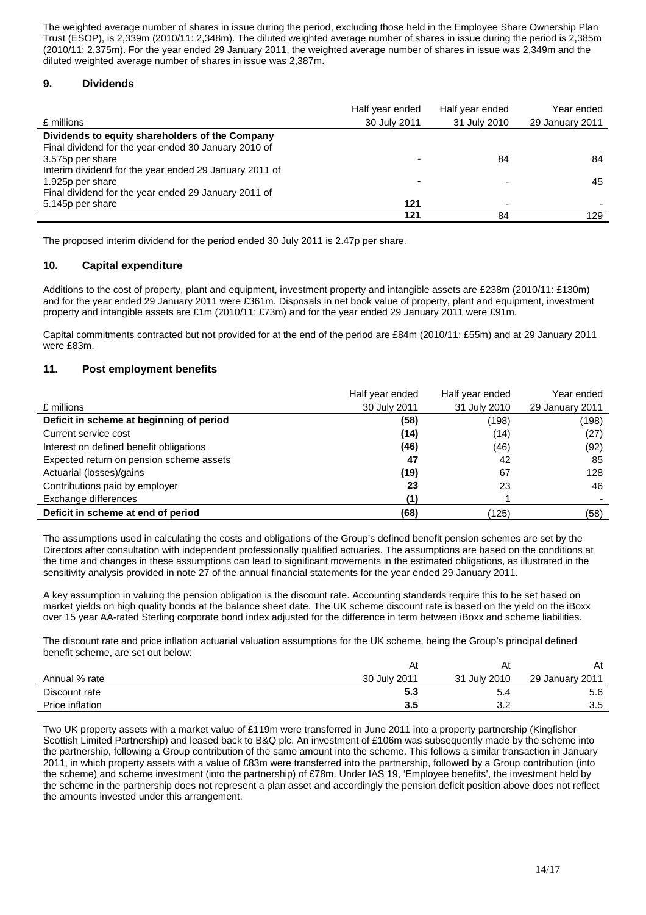The weighted average number of shares in issue during the period, excluding those held in the Employee Share Ownership Plan Trust (ESOP), is 2,339m (2010/11: 2,348m). The diluted weighted average number of shares in issue during the period is 2,385m (2010/11: 2,375m). For the year ended 29 January 2011, the weighted average number of shares in issue was 2,349m and the diluted weighted average number of shares in issue was 2,387m.

## 9. Dividends

| £ millions | Half year ended 30 July 2011 | Half year ended 31 July 2010 | Year ended 29 January 2011 |
|---|---|---|---|
| **Dividends to equity shareholders of the Company** | | | |
| Final dividend for the year ended 30 January 2010 of 3.575p per share | **-** | 84 | 84 |
| Interim dividend for the year ended 29 January 2011 of 1.925p per share | **-** | - | 45 |
| Final dividend for the year ended 29 January 2011 of 5.145p per share | **121** | - | - |
| | **121** | 84 | 129 |

The proposed interim dividend for the period ended 30 July 2011 is 2.47p per share.

## 10. Capital expenditure

Additions to the cost of property, plant and equipment, investment property and intangible assets are £238m (2010/11: £130m) and for the year ended 29 January 2011 were £361m. Disposals in net book value of property, plant and equipment, investment property and intangible assets are £1m (2010/11: £73m) and for the year ended 29 January 2011 were £91m.

Capital commitments contracted but not provided for at the end of the period are £84m (2010/11: £55m) and at 29 January 2011 were £83m.

## 11. Post employment benefits

| £ millions | Half year ended 30 July 2011 | Half year ended 31 July 2010 | Year ended 29 January 2011 |
|---|---|---|---|
| **Deficit in scheme at beginning of period** | **(58)** | (198) | (198) |
| Current service cost | **(14)** | (14) | (27) |
| Interest on defined benefit obligations | **(46)** | (46) | (92) |
| Expected return on pension scheme assets | **47** | 42 | 85 |
| Actuarial (losses)/gains | **(19)** | 67 | 128 |
| Contributions paid by employer | **23** | 23 | 46 |
| Exchange differences | **(1)** | 1 | - |
| **Deficit in scheme at end of period** | **(68)** | (125) | (58) |

The assumptions used in calculating the costs and obligations of the Group's defined benefit pension schemes are set by the Directors after consultation with independent professionally qualified actuaries. The assumptions are based on the conditions at the time and changes in these assumptions can lead to significant movements in the estimated obligations, as illustrated in the sensitivity analysis provided in note 27 of the annual financial statements for the year ended 29 January 2011.

A key assumption in valuing the pension obligation is the discount rate. Accounting standards require this to be set based on market yields on high quality bonds at the balance sheet date. The UK scheme discount rate is based on the yield on the iBoxx over 15 year AA-rated Sterling corporate bond index adjusted for the difference in term between iBoxx and scheme liabilities.

The discount rate and price inflation actuarial valuation assumptions for the UK scheme, being the Group's principal defined benefit scheme, are set out below:

| Annual % rate | At 30 July 2011 | At 31 July 2010 | At 29 January 2011 |
|---|---|---|---|
| Discount rate | **5.3** | 5.4 | 5.6 |
| Price inflation | **3.5** | 3.2 | 3.5 |

Two UK property assets with a market value of £119m were transferred in June 2011 into a property partnership (Kingfisher Scottish Limited Partnership) and leased back to B&Q plc. An investment of £106m was subsequently made by the scheme into the partnership, following a Group contribution of the same amount into the scheme. This follows a similar transaction in January 2011, in which property assets with a value of £83m were transferred into the partnership, followed by a Group contribution (into the scheme) and scheme investment (into the partnership) of £78m. Under IAS 19, 'Employee benefits', the investment held by the scheme in the partnership does not represent a plan asset and accordingly the pension deficit position above does not reflect the amounts invested under this arrangement.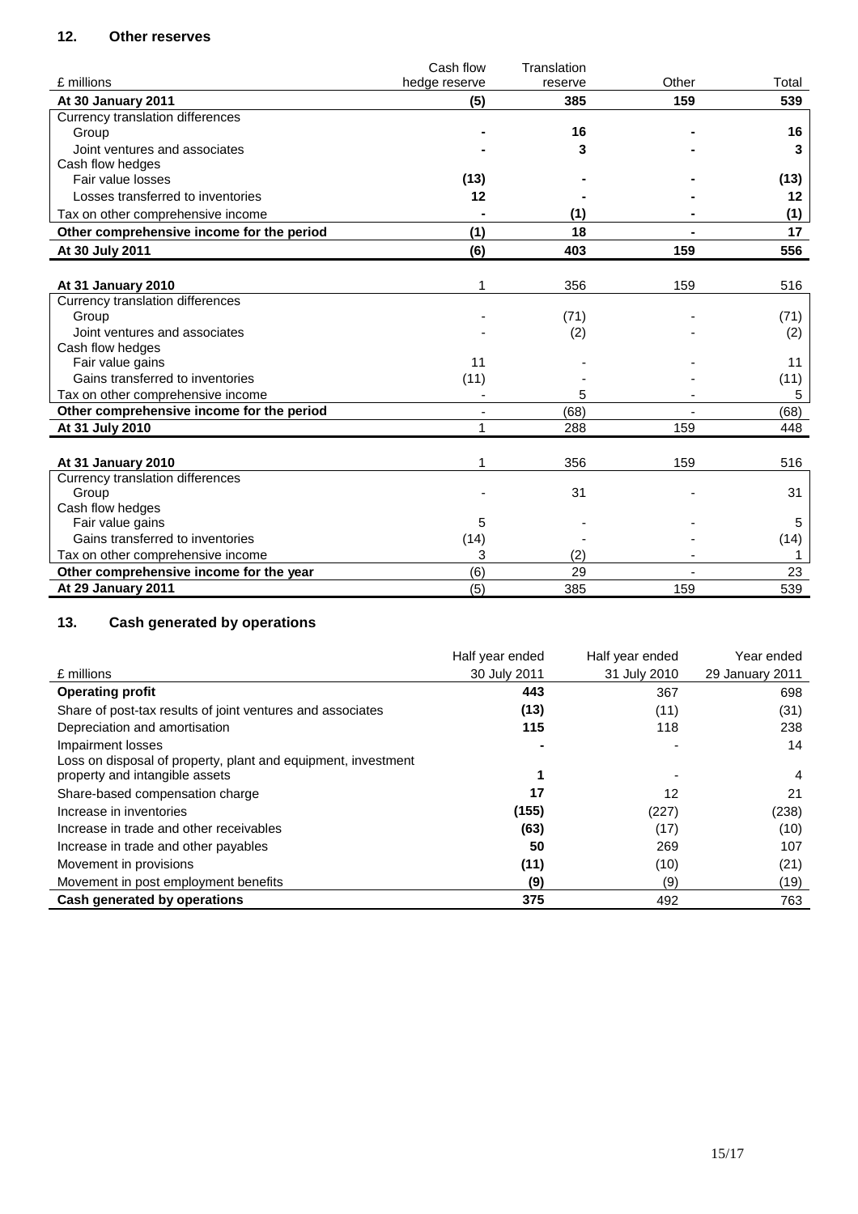## 12. Other reserves

| £ millions | Cash flow hedge reserve | Translation reserve | Other | Total |
|---|---|---|---|---|
| **At 30 January 2011** | **(5)** | **385** | **159** | **539** |
| Currency translation differences | | | | |
| Group | **-** | **16** | **-** | **16** |
| Joint ventures and associates | **-** | **3** | **-** | **3** |
| Cash flow hedges | | | | |
| Fair value losses | **(13)** | **-** | **-** | **(13)** |
| Losses transferred to inventories | **12** | **-** | **-** | **12** |
| Tax on other comprehensive income | **-** | **(1)** | **-** | **(1)** |
| **Other comprehensive income for the period** | **(1)** | **18** | **-** | **17** |
| **At 30 July 2011** | **(6)** | **403** | **159** | **556** |
| | | | | |
| **At 31 January 2010** | 1 | 356 | 159 | 516 |
| Currency translation differences | | | | |
| Group | - | (71) | - | (71) |
| Joint ventures and associates | - | (2) | - | (2) |
| Cash flow hedges | | | | |
| Fair value gains | 11 | - | - | 11 |
| Gains transferred to inventories | (11) | - | - | (11) |
| Tax on other comprehensive income | - | 5 | - | 5 |
| **Other comprehensive income for the period** | - | (68) | - | (68) |
| **At 31 July 2010** | 1 | 288 | 159 | 448 |
| | | | | |
| **At 31 January 2010** | 1 | 356 | 159 | 516 |
| Currency translation differences | | | | |
| Group | - | 31 | - | 31 |
| Cash flow hedges | | | | |
| Fair value gains | 5 | - | - | 5 |
| Gains transferred to inventories | (14) | - | - | (14) |
| Tax on other comprehensive income | 3 | (2) | - | 1 |
| **Other comprehensive income for the year** | (6) | 29 | - | 23 |
| **At 29 January 2011** | (5) | 385 | 159 | 539 |

## 13. Cash generated by operations

| £ millions | Half year ended 30 July 2011 | Half year ended 31 July 2010 | Year ended 29 January 2011 |
|---|---|---|---|
| **Operating profit** | **443** | 367 | 698 |
| Share of post-tax results of joint ventures and associates | **(13)** | (11) | (31) |
| Depreciation and amortisation | **115** | 118 | 238 |
| Impairment losses | **-** | - | 14 |
| Loss on disposal of property, plant and equipment, investment property and intangible assets | **1** | - | 4 |
| Share-based compensation charge | **17** | 12 | 21 |
| Increase in inventories | **(155)** | (227) | (238) |
| Increase in trade and other receivables | **(63)** | (17) | (10) |
| Increase in trade and other payables | **50** | 269 | 107 |
| Movement in provisions | **(11)** | (10) | (21) |
| Movement in post employment benefits | **(9)** | (9) | (19) |
| **Cash generated by operations** | **375** | 492 | 763 |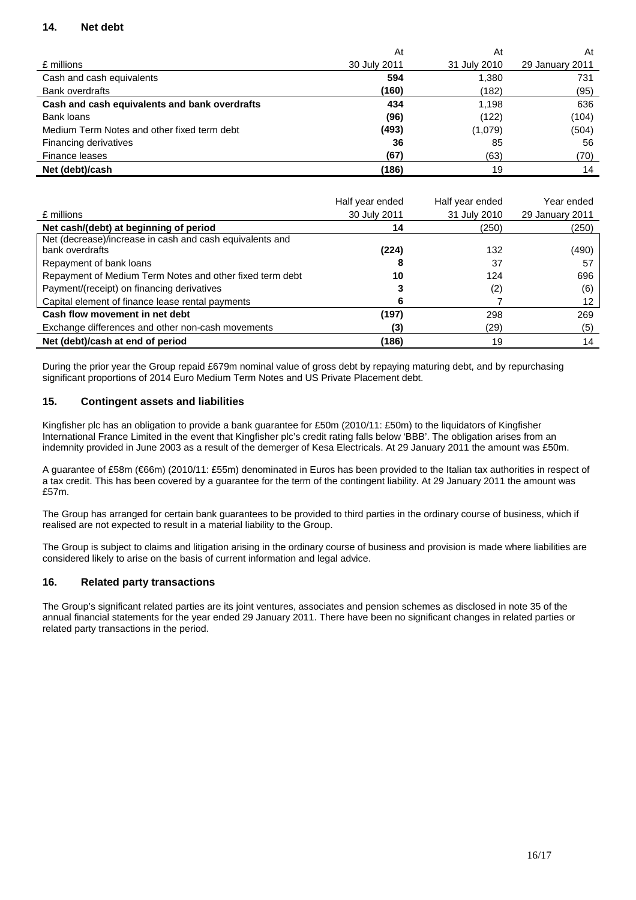## 14. Net debt

| £ millions | At 30 July 2011 | At 31 July 2010 | At 29 January 2011 |
|---|---|---|---|
| Cash and cash equivalents | **594** | 1,380 | 731 |
| Bank overdrafts | **(160)** | (182) | (95) |
| **Cash and cash equivalents and bank overdrafts** | **434** | 1,198 | 636 |
| Bank loans | **(96)** | (122) | (104) |
| Medium Term Notes and other fixed term debt | **(493)** | (1,079) | (504) |
| Financing derivatives | **36** | 85 | 56 |
| Finance leases | **(67)** | (63) | (70) |
| **Net (debt)/cash** | **(186)** | 19 | 14 |

| £ millions | Half year ended 30 July 2011 | Half year ended 31 July 2010 | Year ended 29 January 2011 |
|---|---|---|---|
| **Net cash/(debt) at beginning of period** | **14** | (250) | (250) |
| Net (decrease)/increase in cash and cash equivalents and bank overdrafts | **(224)** | 132 | (490) |
| Repayment of bank loans | **8** | 37 | 57 |
| Repayment of Medium Term Notes and other fixed term debt | **10** | 124 | 696 |
| Payment/(receipt) on financing derivatives | **3** | (2) | (6) |
| Capital element of finance lease rental payments | **6** | 7 | 12 |
| **Cash flow movement in net debt** | **(197)** | 298 | 269 |
| Exchange differences and other non-cash movements | **(3)** | (29) | (5) |
| **Net (debt)/cash at end of period** | **(186)** | 19 | 14 |

During the prior year the Group repaid £679m nominal value of gross debt by repaying maturing debt, and by repurchasing significant proportions of 2014 Euro Medium Term Notes and US Private Placement debt.

## 15. Contingent assets and liabilities

Kingfisher plc has an obligation to provide a bank guarantee for £50m (2010/11: £50m) to the liquidators of Kingfisher International France Limited in the event that Kingfisher plc's credit rating falls below 'BBB'. The obligation arises from an indemnity provided in June 2003 as a result of the demerger of Kesa Electricals. At 29 January 2011 the amount was £50m.

A guarantee of £58m (€66m) (2010/11: £55m) denominated in Euros has been provided to the Italian tax authorities in respect of a tax credit. This has been covered by a guarantee for the term of the contingent liability. At 29 January 2011 the amount was £57m.

The Group has arranged for certain bank guarantees to be provided to third parties in the ordinary course of business, which if realised are not expected to result in a material liability to the Group.

The Group is subject to claims and litigation arising in the ordinary course of business and provision is made where liabilities are considered likely to arise on the basis of current information and legal advice.

## 16. Related party transactions

The Group's significant related parties are its joint ventures, associates and pension schemes as disclosed in note 35 of the annual financial statements for the year ended 29 January 2011. There have been no significant changes in related parties or related party transactions in the period.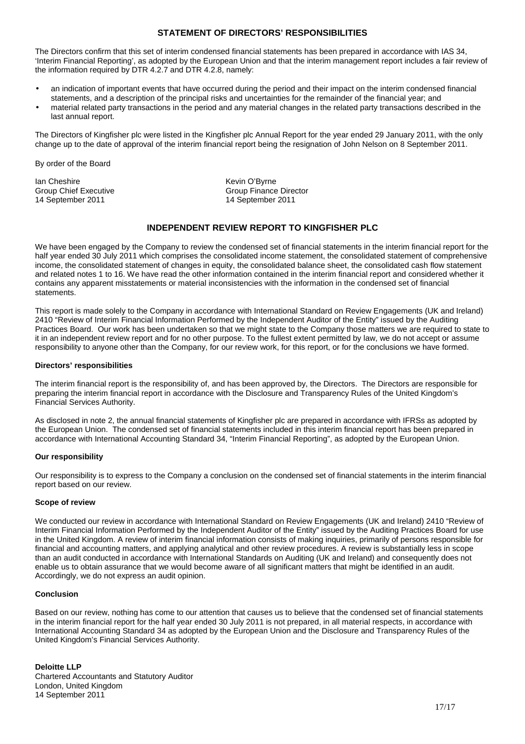## STATEMENT OF DIRECTORS' RESPONSIBILITIES

The Directors confirm that this set of interim condensed financial statements has been prepared in accordance with IAS 34, 'Interim Financial Reporting', as adopted by the European Union and that the interim management report includes a fair review of the information required by DTR 4.2.7 and DTR 4.2.8, namely:

- an indication of important events that have occurred during the period and their impact on the interim condensed financial statements, and a description of the principal risks and uncertainties for the remainder of the financial year; and
- material related party transactions in the period and any material changes in the related party transactions described in the last annual report.

The Directors of Kingfisher plc were listed in the Kingfisher plc Annual Report for the year ended 29 January 2011, with the only change up to the date of approval of the interim financial report being the resignation of John Nelson on 8 September 2011.

By order of the Board

Ian Cheshire
Group Chief Executive
14 September 2011

Kevin O'Byrne
Group Finance Director
14 September 2011

## INDEPENDENT REVIEW REPORT TO KINGFISHER PLC

We have been engaged by the Company to review the condensed set of financial statements in the interim financial report for the half year ended 30 July 2011 which comprises the consolidated income statement, the consolidated statement of comprehensive income, the consolidated statement of changes in equity, the consolidated balance sheet, the consolidated cash flow statement and related notes 1 to 16. We have read the other information contained in the interim financial report and considered whether it contains any apparent misstatements or material inconsistencies with the information in the condensed set of financial statements.

This report is made solely to the Company in accordance with International Standard on Review Engagements (UK and Ireland) 2410 "Review of Interim Financial Information Performed by the Independent Auditor of the Entity" issued by the Auditing Practices Board. Our work has been undertaken so that we might state to the Company those matters we are required to state to it in an independent review report and for no other purpose. To the fullest extent permitted by law, we do not accept or assume responsibility to anyone other than the Company, for our review work, for this report, or for the conclusions we have formed.

**Directors' responsibilities**

The interim financial report is the responsibility of, and has been approved by, the Directors. The Directors are responsible for preparing the interim financial report in accordance with the Disclosure and Transparency Rules of the United Kingdom's Financial Services Authority.

As disclosed in note 2, the annual financial statements of Kingfisher plc are prepared in accordance with IFRSs as adopted by the European Union. The condensed set of financial statements included in this interim financial report has been prepared in accordance with International Accounting Standard 34, "Interim Financial Reporting", as adopted by the European Union.

**Our responsibility**

Our responsibility is to express to the Company a conclusion on the condensed set of financial statements in the interim financial report based on our review.

**Scope of review**

We conducted our review in accordance with International Standard on Review Engagements (UK and Ireland) 2410 "Review of Interim Financial Information Performed by the Independent Auditor of the Entity" issued by the Auditing Practices Board for use in the United Kingdom. A review of interim financial information consists of making inquiries, primarily of persons responsible for financial and accounting matters, and applying analytical and other review procedures. A review is substantially less in scope than an audit conducted in accordance with International Standards on Auditing (UK and Ireland) and consequently does not enable us to obtain assurance that we would become aware of all significant matters that might be identified in an audit. Accordingly, we do not express an audit opinion.

**Conclusion**

Based on our review, nothing has come to our attention that causes us to believe that the condensed set of financial statements in the interim financial report for the half year ended 30 July 2011 is not prepared, in all material respects, in accordance with International Accounting Standard 34 as adopted by the European Union and the Disclosure and Transparency Rules of the United Kingdom's Financial Services Authority.

**Deloitte LLP**
Chartered Accountants and Statutory Auditor
London, United Kingdom
14 September 2011